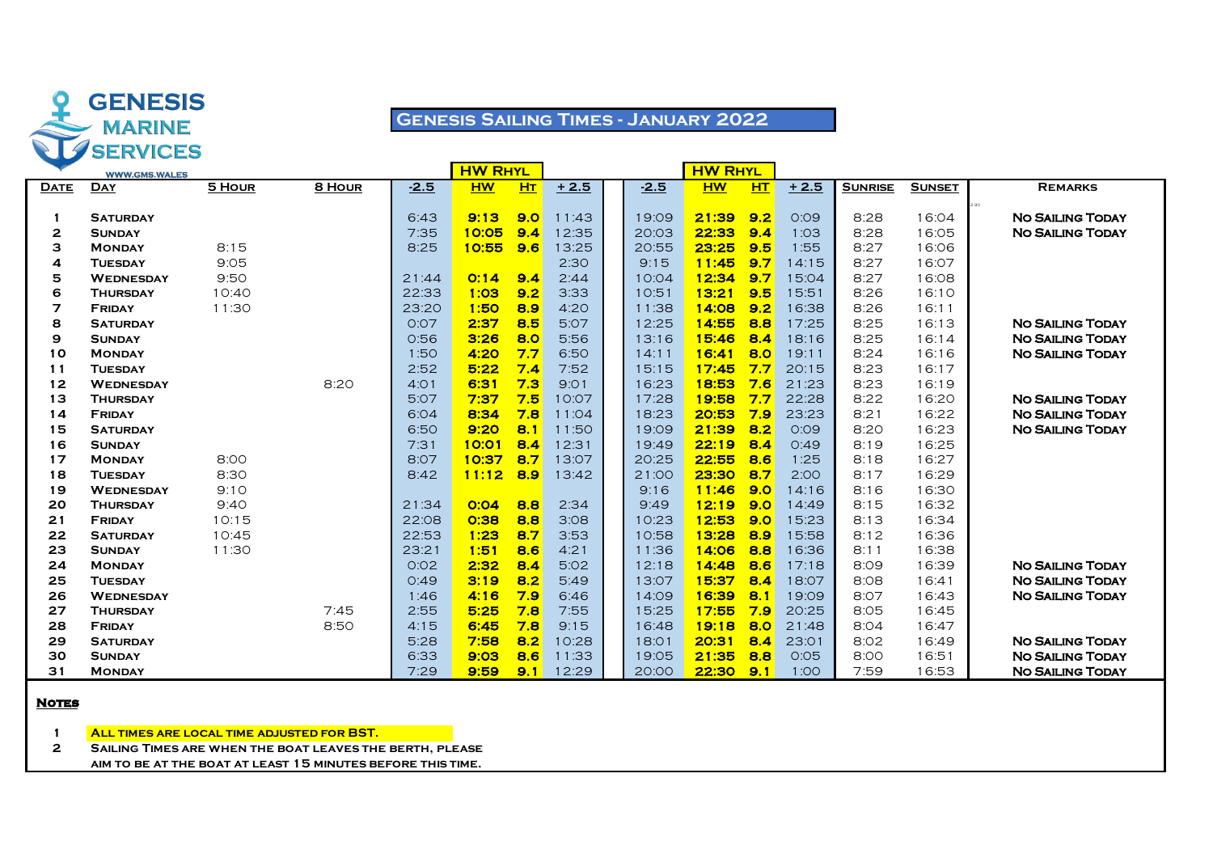**GENESIS MARINE SERVICES**

WWW.GMS.WALES

# Genesis Sailing Times - January 2022

| Date | Day | 5 Hour | 8 Hour | -2.5 | HW Rhyl HW | HW Rhyl Ht | +2.5 | -2.5 | HW Rhyl HW | HW Rhyl Ht | +2.5 | Sunrise | Sunset | Remarks |
|---|---|---|---|---|---|---|---|---|---|---|---|---|---|---|
| 1 | Saturday | | | 6:43 | 9:13 | 9.0 | 11:43 | 19:09 | 21:39 | 9.2 | 0:09 | 8:28 | 16:04 | No Sailing Today |
| 2 | Sunday | | | 7:35 | 10:05 | 9.4 | 12:35 | 20:03 | 22:33 | 9.4 | 1:03 | 8:28 | 16:05 | No Sailing Today |
| 3 | Monday | 8:15 | | 8:25 | 10:55 | 9.6 | 13:25 | 20:55 | 23:25 | 9.5 | 1:55 | 8:27 | 16:06 | |
| 4 | Tuesday | 9:05 | | | | | 2:30 | 9:15 | 11:45 | 9.7 | 14:15 | 8:27 | 16:07 | |
| 5 | Wednesday | 9:50 | | 21:44 | 0:14 | 9.4 | 2:44 | 10:04 | 12:34 | 9.7 | 15:04 | 8:27 | 16:08 | |
| 6 | Thursday | 10:40 | | 22:33 | 1:03 | 9.2 | 3:33 | 10:51 | 13:21 | 9.5 | 15:51 | 8:26 | 16:10 | |
| 7 | Friday | 11:30 | | 23:20 | 1:50 | 8.9 | 4:20 | 11:38 | 14:08 | 9.2 | 16:38 | 8:26 | 16:11 | |
| 8 | Saturday | | | 0:07 | 2:37 | 8.5 | 5:07 | 12:25 | 14:55 | 8.8 | 17:25 | 8:25 | 16:13 | No Sailing Today |
| 9 | Sunday | | | 0:56 | 3:26 | 8.0 | 5:56 | 13:16 | 15:46 | 8.4 | 18:16 | 8:25 | 16:14 | No Sailing Today |
| 10 | Monday | | | 1:50 | 4:20 | 7.7 | 6:50 | 14:11 | 16:41 | 8.0 | 19:11 | 8:24 | 16:16 | No Sailing Today |
| 11 | Tuesday | | | 2:52 | 5:22 | 7.4 | 7:52 | 15:15 | 17:45 | 7.7 | 20:15 | 8:23 | 16:17 | |
| 12 | Wednesday | | 8:20 | 4:01 | 6:31 | 7.3 | 9:01 | 16:23 | 18:53 | 7.6 | 21:23 | 8:23 | 16:19 | |
| 13 | Thursday | | | 5:07 | 7:37 | 7.5 | 10:07 | 17:28 | 19:58 | 7.7 | 22:28 | 8:22 | 16:20 | No Sailing Today |
| 14 | Friday | | | 6:04 | 8:34 | 7.8 | 11:04 | 18:23 | 20:53 | 7.9 | 23:23 | 8:21 | 16:22 | No Sailing Today |
| 15 | Saturday | | | 6:50 | 9:20 | 8.1 | 11:50 | 19:09 | 21:39 | 8.2 | 0:09 | 8:20 | 16:23 | No Sailing Today |
| 16 | Sunday | | | 7:31 | 10:01 | 8.4 | 12:31 | 19:49 | 22:19 | 8.4 | 0:49 | 8:19 | 16:25 | |
| 17 | Monday | 8:00 | | 8:07 | 10:37 | 8.7 | 13:07 | 20:25 | 22:55 | 8.6 | 1:25 | 8:18 | 16:27 | |
| 18 | Tuesday | 8:30 | | 8:42 | 11:12 | 8.9 | 13:42 | 21:00 | 23:30 | 8.7 | 2:00 | 8:17 | 16:29 | |
| 19 | Wednesday | 9:10 | | | | | | 9:16 | 11:46 | 9.0 | 14:16 | 8:16 | 16:30 | |
| 20 | Thursday | 9:40 | | 21:34 | 0:04 | 8.8 | 2:34 | 9:49 | 12:19 | 9.0 | 14:49 | 8:15 | 16:32 | |
| 21 | Friday | 10:15 | | 22:08 | 0:38 | 8.8 | 3:08 | 10:23 | 12:53 | 9.0 | 15:23 | 8:13 | 16:34 | |
| 22 | Saturday | 10:45 | | 22:53 | 1:23 | 8.7 | 3:53 | 10:58 | 13:28 | 8.9 | 15:58 | 8:12 | 16:36 | |
| 23 | Sunday | 11:30 | | 23:21 | 1:51 | 8.6 | 4:21 | 11:36 | 14:06 | 8.8 | 16:36 | 8:11 | 16:38 | |
| 24 | Monday | | | 0:02 | 2:32 | 8.4 | 5:02 | 12:18 | 14:48 | 8.6 | 17:18 | 8:09 | 16:39 | No Sailing Today |
| 25 | Tuesday | | | 0:49 | 3:19 | 8.2 | 5:49 | 13:07 | 15:37 | 8.4 | 18:07 | 8:08 | 16:41 | No Sailing Today |
| 26 | Wednesday | | | 1:46 | 4:16 | 7.9 | 6:46 | 14:09 | 16:39 | 8.1 | 19:09 | 8:07 | 16:43 | No Sailing Today |
| 27 | Thursday | | 7:45 | 2:55 | 5:25 | 7.8 | 7:55 | 15:25 | 17:55 | 7.9 | 20:25 | 8:05 | 16:45 | |
| 28 | Friday | | 8:50 | 4:15 | 6:45 | 7.8 | 9:15 | 16:48 | 19:18 | 8.0 | 21:48 | 8:04 | 16:47 | |
| 29 | Saturday | | | 5:28 | 7:58 | 8.2 | 10:28 | 18:01 | 20:31 | 8.4 | 23:01 | 8:02 | 16:49 | No Sailing Today |
| 30 | Sunday | | | 6:33 | 9:03 | 8.6 | 11:33 | 19:05 | 21:35 | 8.8 | 0:05 | 8:00 | 16:51 | No Sailing Today |
| 31 | Monday | | | 7:29 | 9:59 | 9.1 | 12:29 | 20:00 | 22:30 | 9.1 | 1:00 | 7:59 | 16:53 | No Sailing Today |

**Notes**

1. All times are local time adjusted for BST.
2. Sailing times are when the boat leaves the berth, please aim to be at the boat at least 15 minutes before this time.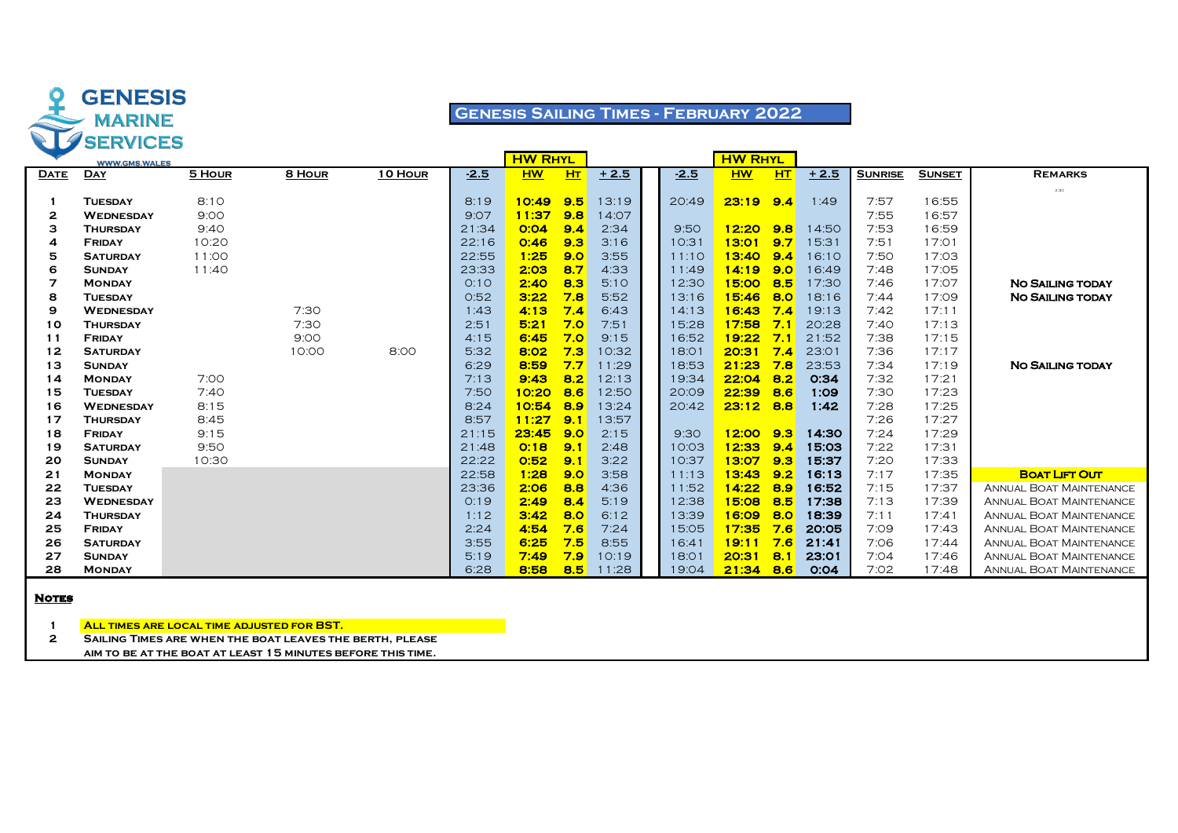GENESIS MARINE SERVICES

WWW.GMS.WALES

# Genesis Sailing Times - February 2022

| Date | Day | 5 Hour | 8 Hour | 10 Hour | -2.5 | HW Rhyl HW | HW Rhyl Ht | +2.5 | -2.5 | HW Rhyl HW | HW Rhyl Ht | +2.5 | Sunrise | Sunset | Remarks |
|---|---|---|---|---|---|---|---|---|---|---|---|---|---|---|---|
| 1 | Tuesday | 8:10 | | | 8:19 | **10:49** | **9.5** | 13:19 | 20:49 | **23:19** | **9.4** | 1:49 | 7:57 | 16:55 | |
| 2 | Wednesday | 9:00 | | | 9:07 | **11:37** | **9.8** | 14:07 | | | | | 7:55 | 16:57 | |
| 3 | Thursday | 9:40 | | | 21:34 | **0:04** | **9.4** | 2:34 | 9:50 | **12:20** | **9.8** | 14:50 | 7:53 | 16:59 | |
| 4 | Friday | 10:20 | | | 22:16 | **0:46** | **9.3** | 3:16 | 10:31 | **13:01** | **9.7** | 15:31 | 7:51 | 17:01 | |
| 5 | Saturday | 11:00 | | | 22:55 | **1:25** | **9.0** | 3:55 | 11:10 | **13:40** | **9.4** | 16:10 | 7:50 | 17:03 | |
| 6 | Sunday | 11:40 | | | 23:33 | **2:03** | **8.7** | 4:33 | 11:49 | **14:19** | **9.0** | 16:49 | 7:48 | 17:05 | |
| 7 | Monday | | | | 0:10 | **2:40** | **8.3** | 5:10 | 12:30 | **15:00** | **8.5** | 17:30 | 7:46 | 17:07 | **No Sailing Today** |
| 8 | Tuesday | | | | 0:52 | **3:22** | **7.8** | 5:52 | 13:16 | **15:46** | **8.0** | 18:16 | 7:44 | 17:09 | **No Sailing Today** |
| 9 | Wednesday | | 7:30 | | 1:43 | **4:13** | **7.4** | 6:43 | 14:13 | **16:43** | **7.4** | 19:13 | 7:42 | 17:11 | |
| 10 | Thursday | | 7:30 | | 2:51 | **5:21** | **7.0** | 7:51 | 15:28 | **17:58** | **7.1** | 20:28 | 7:40 | 17:13 | |
| 11 | Friday | | 9:00 | | 4:15 | **6:45** | **7.0** | 9:15 | 16:52 | **19:22** | **7.1** | 21:52 | 7:38 | 17:15 | |
| 12 | Saturday | | 10:00 | 8:00 | 5:32 | **8:02** | **7.3** | 10:32 | 18:01 | **20:31** | **7.4** | 23:01 | 7:36 | 17:17 | |
| 13 | Sunday | | | | 6:29 | **8:59** | **7.7** | 11:29 | 18:53 | **21:23** | **7.8** | 23:53 | 7:34 | 17:19 | **No Sailing Today** |
| 14 | Monday | 7:00 | | | 7:13 | **9:43** | **8.2** | 12:13 | 19:34 | **22:04** | **8.2** | **0:34** | 7:32 | 17:21 | |
| 15 | Tuesday | 7:40 | | | 7:50 | **10:20** | **8.6** | 12:50 | 20:09 | **22:39** | **8.6** | **1:09** | 7:30 | 17:23 | |
| 16 | Wednesday | 8:15 | | | 8:24 | **10:54** | **8.9** | 13:24 | 20:42 | **23:12** | **8.8** | **1:42** | 7:28 | 17:25 | |
| 17 | Thursday | 8:45 | | | 8:57 | **11:27** | **9.1** | 13:57 | | | | | 7:26 | 17:27 | |
| 18 | Friday | 9:15 | | | 21:15 | **23:45** | **9.0** | 2:15 | 9:30 | **12:00** | **9.3** | **14:30** | 7:24 | 17:29 | |
| 19 | Saturday | 9:50 | | | 21:48 | **0:18** | **9.1** | 2:48 | 10:03 | **12:33** | **9.4** | **15:03** | 7:22 | 17:31 | |
| 20 | Sunday | 10:30 | | | 22:22 | **0:52** | **9.1** | 3:22 | 10:37 | **13:07** | **9.3** | **15:37** | 7:20 | 17:33 | |
| 21 | Monday | | | | 22:58 | **1:28** | **9.0** | 3:58 | 11:13 | **13:43** | **9.2** | **16:13** | 7:17 | 17:35 | **Boat Lift Out** |
| 22 | Tuesday | | | | 23:36 | **2:06** | **8.8** | 4:36 | 11:52 | **14:22** | **8.9** | **16:52** | 7:15 | 17:37 | Annual Boat Maintenance |
| 23 | Wednesday | | | | 0:19 | **2:49** | **8.4** | 5:19 | 12:38 | **15:08** | **8.5** | **17:38** | 7:13 | 17:39 | Annual Boat Maintenance |
| 24 | Thursday | | | | 1:12 | **3:42** | **8.0** | 6:12 | 13:39 | **16:09** | **8.0** | **18:39** | 7:11 | 17:41 | Annual Boat Maintenance |
| 25 | Friday | | | | 2:24 | **4:54** | **7.6** | 7:24 | 15:05 | **17:35** | **7.6** | **20:05** | 7:09 | 17:43 | Annual Boat Maintenance |
| 26 | Saturday | | | | 3:55 | **6:25** | **7.5** | 8:55 | 16:41 | **19:11** | **7.6** | **21:41** | 7:06 | 17:44 | Annual Boat Maintenance |
| 27 | Sunday | | | | 5:19 | **7:49** | **7.9** | 10:19 | 18:01 | **20:31** | **8.1** | **23:01** | 7:04 | 17:46 | Annual Boat Maintenance |
| 28 | Monday | | | | 6:28 | **8:58** | **8.5** | 11:28 | 19:04 | **21:34** | **8.6** | **0:04** | 7:02 | 17:48 | Annual Boat Maintenance |

**Notes**

1. **All times are local time adjusted for BST.**
2. **Sailing times are when the boat leaves the berth, please aim to be at the boat at least 15 minutes before this time.**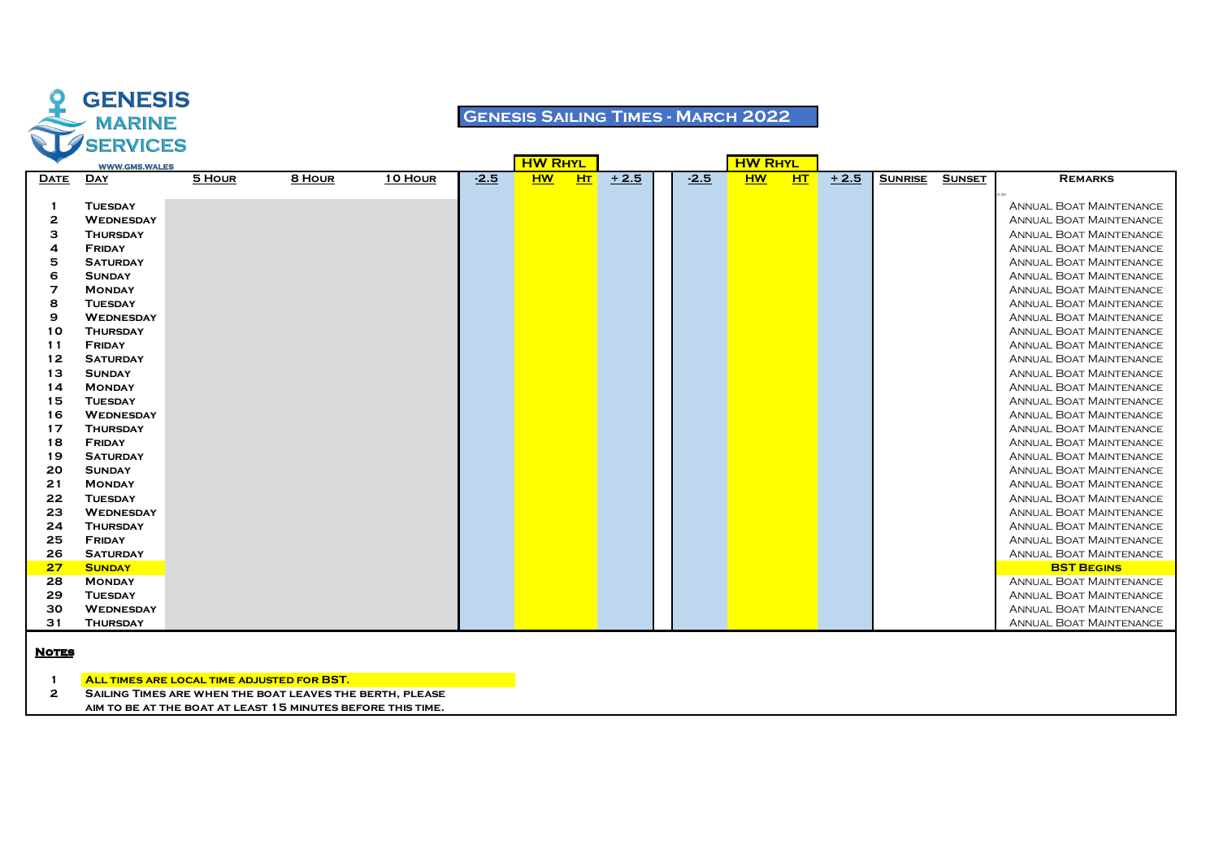GENESIS MARINE SERVICES

WWW.GMS.WALES

# Genesis Sailing Times - March 2022

| Date | Day | 5 Hour | 8 Hour | 10 Hour | -2.5 | HW Rhyl HW | HT | + 2.5 | -2.5 | HW Rhyl HW | HT | + 2.5 | Sunrise | Sunset | Remarks |
|---|---|---|---|---|---|---|---|---|---|---|---|---|---|---|---|
| 1 | Tuesday | | | | | | | | | | | | | | Annual Boat Maintenance |
| 2 | Wednesday | | | | | | | | | | | | | | Annual Boat Maintenance |
| 3 | Thursday | | | | | | | | | | | | | | Annual Boat Maintenance |
| 4 | Friday | | | | | | | | | | | | | | Annual Boat Maintenance |
| 5 | Saturday | | | | | | | | | | | | | | Annual Boat Maintenance |
| 6 | Sunday | | | | | | | | | | | | | | Annual Boat Maintenance |
| 7 | Monday | | | | | | | | | | | | | | Annual Boat Maintenance |
| 8 | Tuesday | | | | | | | | | | | | | | Annual Boat Maintenance |
| 9 | Wednesday | | | | | | | | | | | | | | Annual Boat Maintenance |
| 10 | Thursday | | | | | | | | | | | | | | Annual Boat Maintenance |
| 11 | Friday | | | | | | | | | | | | | | Annual Boat Maintenance |
| 12 | Saturday | | | | | | | | | | | | | | Annual Boat Maintenance |
| 13 | Sunday | | | | | | | | | | | | | | Annual Boat Maintenance |
| 14 | Monday | | | | | | | | | | | | | | Annual Boat Maintenance |
| 15 | Tuesday | | | | | | | | | | | | | | Annual Boat Maintenance |
| 16 | Wednesday | | | | | | | | | | | | | | Annual Boat Maintenance |
| 17 | Thursday | | | | | | | | | | | | | | Annual Boat Maintenance |
| 18 | Friday | | | | | | | | | | | | | | Annual Boat Maintenance |
| 19 | Saturday | | | | | | | | | | | | | | Annual Boat Maintenance |
| 20 | Sunday | | | | | | | | | | | | | | Annual Boat Maintenance |
| 21 | Monday | | | | | | | | | | | | | | Annual Boat Maintenance |
| 22 | Tuesday | | | | | | | | | | | | | | Annual Boat Maintenance |
| 23 | Wednesday | | | | | | | | | | | | | | Annual Boat Maintenance |
| 24 | Thursday | | | | | | | | | | | | | | Annual Boat Maintenance |
| 25 | Friday | | | | | | | | | | | | | | Annual Boat Maintenance |
| 26 | Saturday | | | | | | | | | | | | | | Annual Boat Maintenance |
| 27 | Sunday | | | | | | | | | | | | | | **BST Begins** |
| 28 | Monday | | | | | | | | | | | | | | Annual Boat Maintenance |
| 29 | Tuesday | | | | | | | | | | | | | | Annual Boat Maintenance |
| 30 | Wednesday | | | | | | | | | | | | | | Annual Boat Maintenance |
| 31 | Thursday | | | | | | | | | | | | | | Annual Boat Maintenance |

**Notes**

1. All times are local time adjusted for BST.
2. Sailing times are when the boat leaves the berth, please aim to be at the boat at least 15 minutes before this time.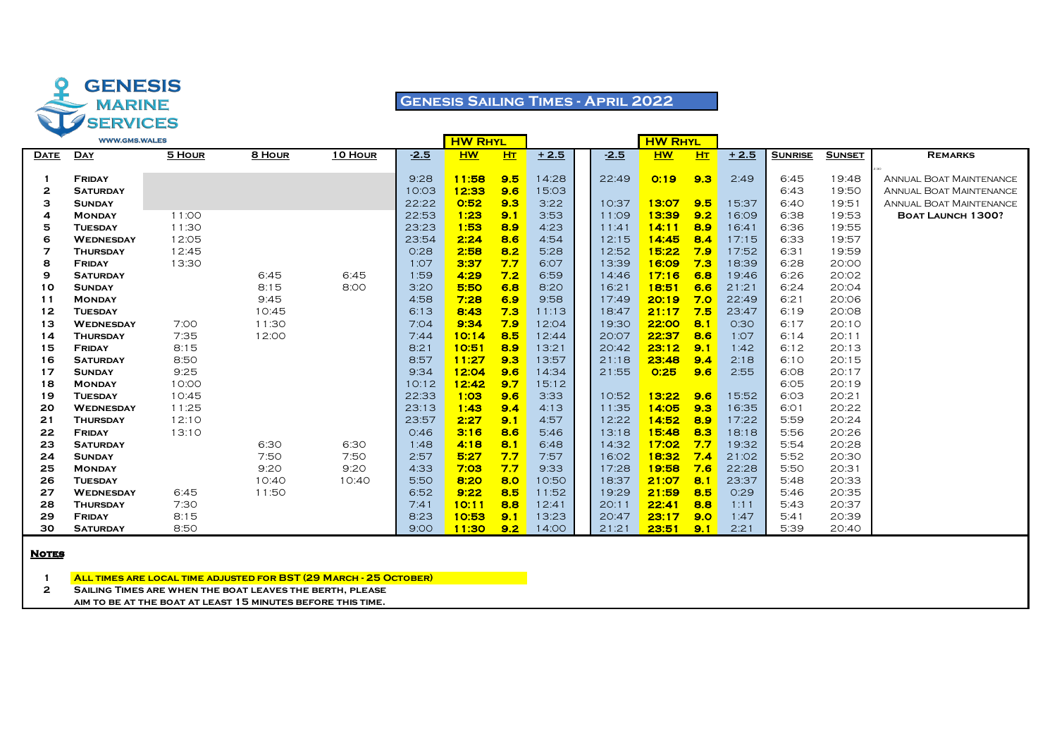GENESIS MARINE SERVICES

WWW.GMS.WALES

# Genesis Sailing Times - April 2022

| Date | Day | 5 Hour | 8 Hour | 10 Hour | -2.5 | HW Rhyl HW | HW Rhyl Ht | + 2.5 | -2.5 | HW Rhyl HW | HW Rhyl Ht | + 2.5 | Sunrise | Sunset | Remarks |
|---|---|---|---|---|---|---|---|---|---|---|---|---|---|---|---|
| 1 | Friday | | | | 9:28 | 11:58 | 9.5 | 14:28 | 22:49 | 0:19 | 9.3 | 2:49 | 6:45 | 19:48 | Annual Boat Maintenance |
| 2 | Saturday | | | | 10:03 | 12:33 | 9.6 | 15:03 | | | | | 6:43 | 19:50 | Annual Boat Maintenance |
| 3 | Sunday | | | | 22:22 | 0:52 | 9.3 | 3:22 | 10:37 | 13:07 | 9.5 | 15:37 | 6:40 | 19:51 | Annual Boat Maintenance |
| 4 | Monday | 11:00 | | | 22:53 | 1:23 | 9.1 | 3:53 | 11:09 | 13:39 | 9.2 | 16:09 | 6:38 | 19:53 | **Boat Launch 1300?** |
| 5 | Tuesday | 11:30 | | | 23:23 | 1:53 | 8.9 | 4:23 | 11:41 | 14:11 | 8.9 | 16:41 | 6:36 | 19:55 | |
| 6 | Wednesday | 12:05 | | | 23:54 | 2:24 | 8.6 | 4:54 | 12:15 | 14:45 | 8.4 | 17:15 | 6:33 | 19:57 | |
| 7 | Thursday | 12:45 | | | 0:28 | 2:58 | 8.2 | 5:28 | 12:52 | 15:22 | 7.9 | 17:52 | 6:31 | 19:59 | |
| 8 | Friday | 13:30 | | | 1:07 | 3:37 | 7.7 | 6:07 | 13:39 | 16:09 | 7.3 | 18:39 | 6:28 | 20:00 | |
| 9 | Saturday | | 6:45 | 6:45 | 1:59 | 4:29 | 7.2 | 6:59 | 14:46 | 17:16 | 6.8 | 19:46 | 6:26 | 20:02 | |
| 10 | Sunday | | 8:15 | 8:00 | 3:20 | 5:50 | 6.8 | 8:20 | 16:21 | 18:51 | 6.6 | 21:21 | 6:24 | 20:04 | |
| 11 | Monday | | 9:45 | | 4:58 | 7:28 | 6.9 | 9:58 | 17:49 | 20:19 | 7.0 | 22:49 | 6:21 | 20:06 | |
| 12 | Tuesday | | 10:45 | | 6:13 | 8:43 | 7.3 | 11:13 | 18:47 | 21:17 | 7.5 | 23:47 | 6:19 | 20:08 | |
| 13 | Wednesday | 7:00 | 11:30 | | 7:04 | 9:34 | 7.9 | 12:04 | 19:30 | 22:00 | 8.1 | 0:30 | 6:17 | 20:10 | |
| 14 | Thursday | 7:35 | 12:00 | | 7:44 | 10:14 | 8.5 | 12:44 | 20:07 | 22:37 | 8.6 | 1:07 | 6:14 | 20:11 | |
| 15 | Friday | 8:15 | | | 8:21 | 10:51 | 8.9 | 13:21 | 20:42 | 23:12 | 9.1 | 1:42 | 6:12 | 20:13 | |
| 16 | Saturday | 8:50 | | | 8:57 | 11:27 | 9.3 | 13:57 | 21:18 | 23:48 | 9.4 | 2:18 | 6:10 | 20:15 | |
| 17 | Sunday | 9:25 | | | 9:34 | 12:04 | 9.6 | 14:34 | 21:55 | 0:25 | 9.6 | 2:55 | 6:08 | 20:17 | |
| 18 | Monday | 10:00 | | | 10:12 | 12:42 | 9.7 | 15:12 | | | | | 6:05 | 20:19 | |
| 19 | Tuesday | 10:45 | | | 22:33 | 1:03 | 9.6 | 3:33 | 10:52 | 13:22 | 9.6 | 15:52 | 6:03 | 20:21 | |
| 20 | Wednesday | 11:25 | | | 23:13 | 1:43 | 9.4 | 4:13 | 11:35 | 14:05 | 9.3 | 16:35 | 6:01 | 20:22 | |
| 21 | Thursday | 12:10 | | | 23:57 | 2:27 | 9.1 | 4:57 | 12:22 | 14:52 | 8.9 | 17:22 | 5:59 | 20:24 | |
| 22 | Friday | 13:10 | | | 0:46 | 3:16 | 8.6 | 5:46 | 13:18 | 15:48 | 8.3 | 18:18 | 5:56 | 20:26 | |
| 23 | Saturday | | 6:30 | 6:30 | 1:48 | 4:18 | 8.1 | 6:48 | 14:32 | 17:02 | 7.7 | 19:32 | 5:54 | 20:28 | |
| 24 | Sunday | | 7:50 | 7:50 | 2:57 | 5:27 | 7.7 | 7:57 | 16:02 | 18:32 | 7.4 | 21:02 | 5:52 | 20:30 | |
| 25 | Monday | | 9:20 | 9:20 | 4:33 | 7:03 | 7.7 | 9:33 | 17:28 | 19:58 | 7.6 | 22:28 | 5:50 | 20:31 | |
| 26 | Tuesday | | 10:40 | 10:40 | 5:50 | 8:20 | 8.0 | 10:50 | 18:37 | 21:07 | 8.1 | 23:37 | 5:48 | 20:33 | |
| 27 | Wednesday | 6:45 | 11:50 | | 6:52 | 9:22 | 8.5 | 11:52 | 19:29 | 21:59 | 8.5 | 0:29 | 5:46 | 20:35 | |
| 28 | Thursday | 7:30 | | | 7:41 | 10:11 | 8.8 | 12:41 | 20:11 | 22:41 | 8.8 | 1:11 | 5:43 | 20:37 | |
| 29 | Friday | 8:15 | | | 8:23 | 10:53 | 9.1 | 13:23 | 20:47 | 23:17 | 9.0 | 1:47 | 5:41 | 20:39 | |
| 30 | Saturday | 8:50 | | | 9:00 | 11:30 | 9.2 | 14:00 | 21:21 | 23:51 | 9.1 | 2:21 | 5:39 | 20:40 | |

**Notes**

1. **All times are local time adjusted for BST (29 March - 25 October)**
2. Sailing times are when the boat leaves the berth, please aim to be at the boat at least 15 minutes before this time.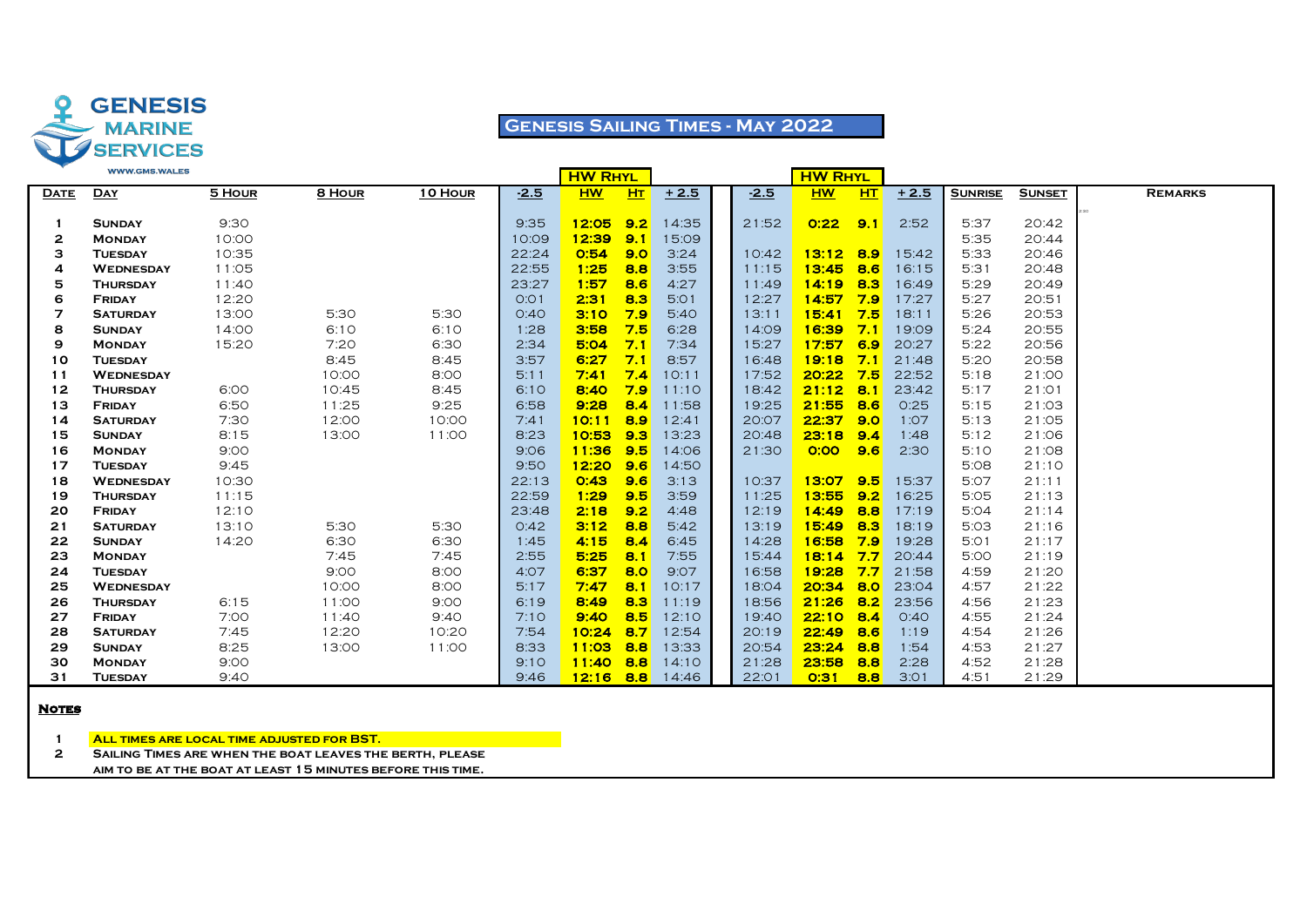GENESIS MARINE SERVICES

WWW.GMS.WALES

# Genesis Sailing Times - May 2022

| Date | Day | 5 Hour | 8 Hour | 10 Hour | -2.5 | HW Rhyl HW | HW Rhyl Ht | +2.5 | -2.5 | HW Rhyl HW | HW Rhyl Ht | +2.5 | Sunrise | Sunset | Remarks |
|---|---|---|---|---|---|---|---|---|---|---|---|---|---|---|---|
| 1 | Sunday | 9:30 | | | 9:35 | 12:05 | 9.2 | 14:35 | 21:52 | 0:22 | 9.1 | 2:52 | 5:37 | 20:42 | |
| 2 | Monday | 10:00 | | | 10:09 | 12:39 | 9.1 | 15:09 | | | | | 5:35 | 20:44 | |
| 3 | Tuesday | 10:35 | | | 22:24 | 0:54 | 9.0 | 3:24 | 10:42 | 13:12 | 8.9 | 15:42 | 5:33 | 20:46 | |
| 4 | Wednesday | 11:05 | | | 22:55 | 1:25 | 8.8 | 3:55 | 11:15 | 13:45 | 8.6 | 16:15 | 5:31 | 20:48 | |
| 5 | Thursday | 11:40 | | | 23:27 | 1:57 | 8.6 | 4:27 | 11:49 | 14:19 | 8.3 | 16:49 | 5:29 | 20:49 | |
| 6 | Friday | 12:20 | | | 0:01 | 2:31 | 8.3 | 5:01 | 12:27 | 14:57 | 7.9 | 17:27 | 5:27 | 20:51 | |
| 7 | Saturday | 13:00 | 5:30 | 5:30 | 0:40 | 3:10 | 7.9 | 5:40 | 13:11 | 15:41 | 7.5 | 18:11 | 5:26 | 20:53 | |
| 8 | Sunday | 14:00 | 6:10 | 6:10 | 1:28 | 3:58 | 7.5 | 6:28 | 14:09 | 16:39 | 7.1 | 19:09 | 5:24 | 20:55 | |
| 9 | Monday | 15:20 | 7:20 | 6:30 | 2:34 | 5:04 | 7.1 | 7:34 | 15:27 | 17:57 | 6.9 | 20:27 | 5:22 | 20:56 | |
| 10 | Tuesday | | 8:45 | 8:45 | 3:57 | 6:27 | 7.1 | 8:57 | 16:48 | 19:18 | 7.1 | 21:48 | 5:20 | 20:58 | |
| 11 | Wednesday | | 10:00 | 8:00 | 5:11 | 7:41 | 7.4 | 10:11 | 17:52 | 20:22 | 7.5 | 22:52 | 5:18 | 21:00 | |
| 12 | Thursday | 6:00 | 10:45 | 8:45 | 6:10 | 8:40 | 7.9 | 11:10 | 18:42 | 21:12 | 8.1 | 23:42 | 5:17 | 21:01 | |
| 13 | Friday | 6:50 | 11:25 | 9:25 | 6:58 | 9:28 | 8.4 | 11:58 | 19:25 | 21:55 | 8.6 | 0:25 | 5:15 | 21:03 | |
| 14 | Saturday | 7:30 | 12:00 | 10:00 | 7:41 | 10:11 | 8.9 | 12:41 | 20:07 | 22:37 | 9.0 | 1:07 | 5:13 | 21:05 | |
| 15 | Sunday | 8:15 | 13:00 | 11:00 | 8:23 | 10:53 | 9.3 | 13:23 | 20:48 | 23:18 | 9.4 | 1:48 | 5:12 | 21:06 | |
| 16 | Monday | 9:00 | | | 9:06 | 11:36 | 9.5 | 14:06 | 21:30 | 0:00 | 9.6 | 2:30 | 5:10 | 21:08 | |
| 17 | Tuesday | 9:45 | | | 9:50 | 12:20 | 9.6 | 14:50 | | | | | 5:08 | 21:10 | |
| 18 | Wednesday | 10:30 | | | 22:13 | 0:43 | 9.6 | 3:13 | 10:37 | 13:07 | 9.5 | 15:37 | 5:07 | 21:11 | |
| 19 | Thursday | 11:15 | | | 22:59 | 1:29 | 9.5 | 3:59 | 11:25 | 13:55 | 9.2 | 16:25 | 5:05 | 21:13 | |
| 20 | Friday | 12:10 | | | 23:48 | 2:18 | 9.2 | 4:48 | 12:19 | 14:49 | 8.8 | 17:19 | 5:04 | 21:14 | |
| 21 | Saturday | 13:10 | 5:30 | 5:30 | 0:42 | 3:12 | 8.8 | 5:42 | 13:19 | 15:49 | 8.3 | 18:19 | 5:03 | 21:16 | |
| 22 | Sunday | 14:20 | 6:30 | 6:30 | 1:45 | 4:15 | 8.4 | 6:45 | 14:28 | 16:58 | 7.9 | 19:28 | 5:01 | 21:17 | |
| 23 | Monday | | 7:45 | 7:45 | 2:55 | 5:25 | 8.1 | 7:55 | 15:44 | 18:14 | 7.7 | 20:44 | 5:00 | 21:19 | |
| 24 | Tuesday | | 9:00 | 8:00 | 4:07 | 6:37 | 8.0 | 9:07 | 16:58 | 19:28 | 7.7 | 21:58 | 4:59 | 21:20 | |
| 25 | Wednesday | | 10:00 | 8:00 | 5:17 | 7:47 | 8.1 | 10:17 | 18:04 | 20:34 | 8.0 | 23:04 | 4:57 | 21:22 | |
| 26 | Thursday | 6:15 | 11:00 | 9:00 | 6:19 | 8:49 | 8.3 | 11:19 | 18:56 | 21:26 | 8.2 | 23:56 | 4:56 | 21:23 | |
| 27 | Friday | 7:00 | 11:40 | 9:40 | 7:10 | 9:40 | 8.5 | 12:10 | 19:40 | 22:10 | 8.4 | 0:40 | 4:55 | 21:24 | |
| 28 | Saturday | 7:45 | 12:20 | 10:20 | 7:54 | 10:24 | 8.7 | 12:54 | 20:19 | 22:49 | 8.6 | 1:19 | 4:54 | 21:26 | |
| 29 | Sunday | 8:25 | 13:00 | 11:00 | 8:33 | 11:03 | 8.8 | 13:33 | 20:54 | 23:24 | 8.8 | 1:54 | 4:53 | 21:27 | |
| 30 | Monday | 9:00 | | | 9:10 | 11:40 | 8.8 | 14:10 | 21:28 | 23:58 | 8.8 | 2:28 | 4:52 | 21:28 | |
| 31 | Tuesday | 9:40 | | | 9:46 | 12:16 | 8.8 | 14:46 | 22:01 | 0:31 | 8.8 | 3:01 | 4:51 | 21:29 | |

**Notes**

1. All times are local time adjusted for BST.
2. Sailing times are when the boat leaves the berth, please aim to be at the boat at least 15 minutes before this time.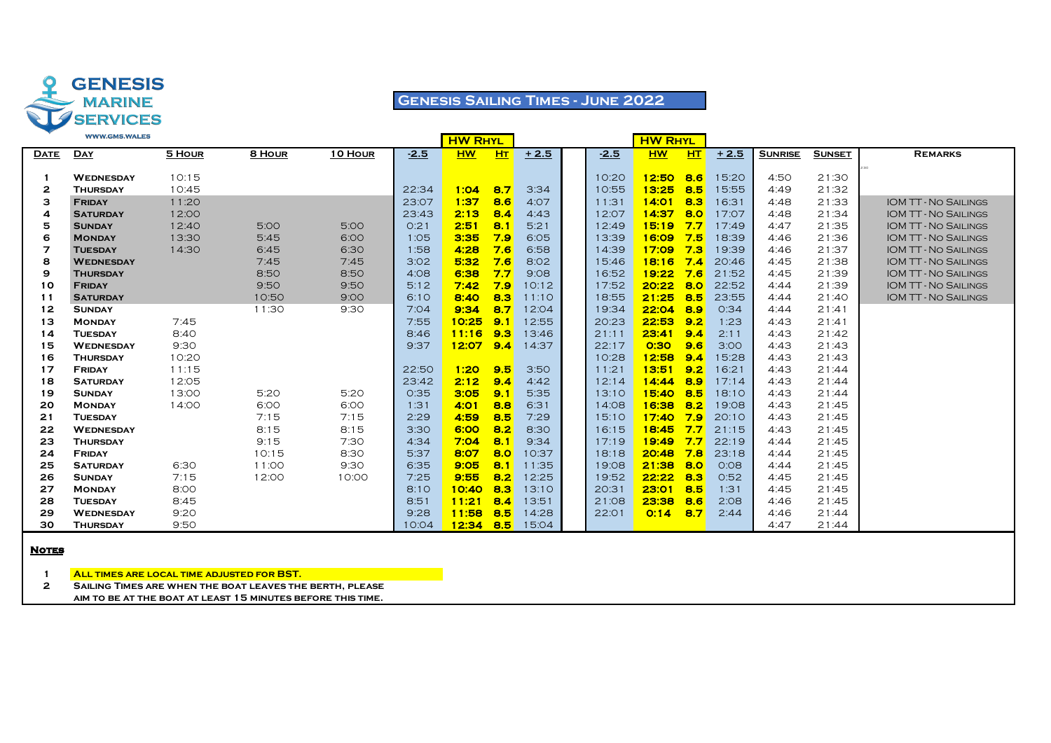GENESIS MARINE SERVICES

WWW.GMS.WALES

# Genesis Sailing Times - June 2022

| Date | Day | 5 Hour | 8 Hour | 10 Hour | -2.5 | HW Rhyl HW | HW Rhyl Ht | +2.5 | | -2.5 | HW Rhyl HW | HW Rhyl Ht | +2.5 | Sunrise | Sunset | Remarks |
|---|---|---|---|---|---|---|---|---|---|---|---|---|---|---|---|---|
| 1 | Wednesday | 10:15 | | | | | | | | 10:20 | **12:50** | **8.6** | 15:20 | 4:50 | 21:30 | |
| 2 | Thursday | 10:45 | | | 22:34 | **1:04** | **8.7** | 3:34 | | 10:55 | **13:25** | **8.5** | 15:55 | 4:49 | 21:32 | |
| 3 | Friday | 11:20 | | | 23:07 | **1:37** | **8.6** | 4:07 | | 11:31 | **14:01** | **8.3** | 16:31 | 4:48 | 21:33 | IOM TT - No Sailings |
| 4 | Saturday | 12:00 | | | 23:43 | **2:13** | **8.4** | 4:43 | | 12:07 | **14:37** | **8.0** | 17:07 | 4:48 | 21:34 | IOM TT - No Sailings |
| 5 | Sunday | 12:40 | 5:00 | 5:00 | 0:21 | **2:51** | **8.1** | 5:21 | | 12:49 | **15:19** | **7.7** | 17:49 | 4:47 | 21:35 | IOM TT - No Sailings |
| 6 | Monday | 13:30 | 5:45 | 6:00 | 1:05 | **3:35** | **7.9** | 6:05 | | 13:39 | **16:09** | **7.5** | 18:39 | 4:46 | 21:36 | IOM TT - No Sailings |
| 7 | Tuesday | 14:30 | 6:45 | 6:30 | 1:58 | **4:28** | **7.6** | 6:58 | | 14:39 | **17:09** | **7.3** | 19:39 | 4:46 | 21:37 | IOM TT - No Sailings |
| 8 | Wednesday | | 7:45 | 7:45 | 3:02 | **5:32** | **7.6** | 8:02 | | 15:46 | **18:16** | **7.4** | 20:46 | 4:45 | 21:38 | IOM TT - No Sailings |
| 9 | Thursday | | 8:50 | 8:50 | 4:08 | **6:38** | **7.7** | 9:08 | | 16:52 | **19:22** | **7.6** | 21:52 | 4:45 | 21:39 | IOM TT - No Sailings |
| 10 | Friday | | 9:50 | 9:50 | 5:12 | **7:42** | **7.9** | 10:12 | | 17:52 | **20:22** | **8.0** | 22:52 | 4:44 | 21:39 | IOM TT - No Sailings |
| 11 | Saturday | | 10:50 | 9:00 | 6:10 | **8:40** | **8.3** | 11:10 | | 18:55 | **21:25** | **8.5** | 23:55 | 4:44 | 21:40 | IOM TT - No Sailings |
| 12 | Sunday | | 11:30 | 9:30 | 7:04 | **9:34** | **8.7** | 12:04 | | 19:34 | **22:04** | **8.9** | 0:34 | 4:44 | 21:41 | |
| 13 | Monday | 7:45 | | | 7:55 | **10:25** | **9.1** | 12:55 | | 20:23 | **22:53** | **9.2** | 1:23 | 4:43 | 21:41 | |
| 14 | Tuesday | 8:40 | | | 8:46 | **11:16** | **9.3** | 13:46 | | 21:11 | **23:41** | **9.4** | 2:11 | 4:43 | 21:42 | |
| 15 | Wednesday | 9:30 | | | 9:37 | **12:07** | **9.4** | 14:37 | | 22:17 | **0:30** | **9.6** | 3:00 | 4:43 | 21:43 | |
| 16 | Thursday | 10:20 | | | | | | | | 10:28 | **12:58** | **9.4** | 15:28 | 4:43 | 21:43 | |
| 17 | Friday | 11:15 | | | 22:50 | **1:20** | **9.5** | 3:50 | | 11:21 | **13:51** | **9.2** | 16:21 | 4:43 | 21:44 | |
| 18 | Saturday | 12:05 | | | 23:42 | **2:12** | **9.4** | 4:42 | | 12:14 | **14:44** | **8.9** | 17:14 | 4:43 | 21:44 | |
| 19 | Sunday | 13:00 | 5:20 | 5:20 | 0:35 | **3:05** | **9.1** | 5:35 | | 13:10 | **15:40** | **8.5** | 18:10 | 4:43 | 21:44 | |
| 20 | Monday | 14:00 | 6:00 | 6:00 | 1:31 | **4:01** | **8.8** | 6:31 | | 14:08 | **16:38** | **8.2** | 19:08 | 4:43 | 21:45 | |
| 21 | Tuesday | | 7:15 | 7:15 | 2:29 | **4:59** | **8.5** | 7:29 | | 15:10 | **17:40** | **7.9** | 20:10 | 4:43 | 21:45 | |
| 22 | Wednesday | | 8:15 | 8:15 | 3:30 | **6:00** | **8.2** | 8:30 | | 16:15 | **18:45** | **7.7** | 21:15 | 4:43 | 21:45 | |
| 23 | Thursday | | 9:15 | 7:30 | 4:34 | **7:04** | **8.1** | 9:34 | | 17:19 | **19:49** | **7.7** | 22:19 | 4:44 | 21:45 | |
| 24 | Friday | | 10:15 | 8:30 | 5:37 | **8:07** | **8.0** | 10:37 | | 18:18 | **20:48** | **7.8** | 23:18 | 4:44 | 21:45 | |
| 25 | Saturday | 6:30 | 11:00 | 9:30 | 6:35 | **9:05** | **8.1** | 11:35 | | 19:08 | **21:38** | **8.0** | 0:08 | 4:44 | 21:45 | |
| 26 | Sunday | 7:15 | 12:00 | 10:00 | 7:25 | **9:55** | **8.2** | 12:25 | | 19:52 | **22:22** | **8.3** | 0:52 | 4:45 | 21:45 | |
| 27 | Monday | 8:00 | | | 8:10 | **10:40** | **8.3** | 13:10 | | 20:31 | **23:01** | **8.5** | 1:31 | 4:45 | 21:45 | |
| 28 | Tuesday | 8:45 | | | 8:51 | **11:21** | **8.4** | 13:51 | | 21:08 | **23:38** | **8.6** | 2:08 | 4:46 | 21:45 | |
| 29 | Wednesday | 9:20 | | | 9:28 | **11:58** | **8.5** | 14:28 | | 22:01 | **0:14** | **8.7** | 2:44 | 4:46 | 21:44 | |
| 30 | Thursday | 9:50 | | | 10:04 | **12:34** | **8.5** | 15:04 | | | | | | 4:47 | 21:44 | |

**Notes**

1. **All times are local time adjusted for BST.**
2. **Sailing times are when the boat leaves the berth, please aim to be at the boat at least 15 minutes before this time.**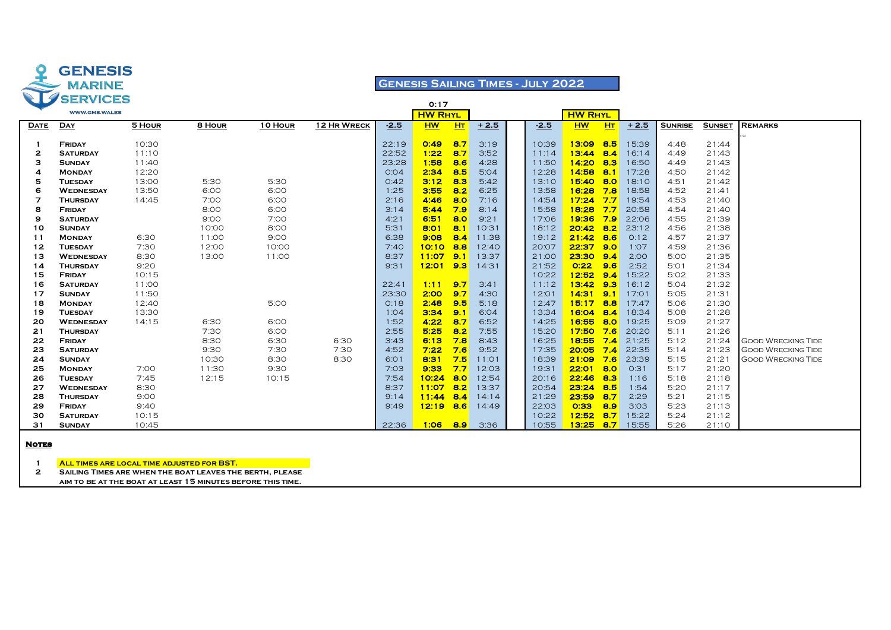GENESIS MARINE SERVICES

WWW.GMS.WALES

# Genesis Sailing Times - July 2022

0:17

| Date | Day | 5 Hour | 8 Hour | 10 Hour | 12 Hr Wreck | -2.5 | HW Rhyl HW | Ht | +2.5 | -2.5 | HW Rhyl HW | Ht | +2.5 | Sunrise | Sunset | Remarks |
|---|---|---|---|---|---|---|---|---|---|---|---|---|---|---|---|---|
| 1 | Friday | 10:30 | | | | 22:19 | 0:49 | 8.7 | 3:19 | 10:39 | 13:09 | 8.5 | 15:39 | 4:48 | 21:44 | |
| 2 | Saturday | 11:10 | | | | 22:52 | 1:22 | 8.7 | 3:52 | 11:14 | 13:44 | 8.4 | 16:14 | 4:49 | 21:43 | |
| 3 | Sunday | 11:40 | | | | 23:28 | 1:58 | 8.6 | 4:28 | 11:50 | 14:20 | 8.3 | 16:50 | 4:49 | 21:43 | |
| 4 | Monday | 12:20 | | | | 0:04 | 2:34 | 8.5 | 5:04 | 12:28 | 14:58 | 8.1 | 17:28 | 4:50 | 21:42 | |
| 5 | Tuesday | 13:00 | 5:30 | 5:30 | | 0:42 | 3:12 | 8.3 | 5:42 | 13:10 | 15:40 | 8.0 | 18:10 | 4:51 | 21:42 | |
| 6 | Wednesday | 13:50 | 6:00 | 6:00 | | 1:25 | 3:55 | 8.2 | 6:25 | 13:58 | 16:28 | 7.8 | 18:58 | 4:52 | 21:41 | |
| 7 | Thursday | 14:45 | 7:00 | 6:00 | | 2:16 | 4:46 | 8.0 | 7:16 | 14:54 | 17:24 | 7.7 | 19:54 | 4:53 | 21:40 | |
| 8 | Friday | | 8:00 | 6:00 | | 3:14 | 5:44 | 7.9 | 8:14 | 15:58 | 18:28 | 7.7 | 20:58 | 4:54 | 21:40 | |
| 9 | Saturday | | 9:00 | 7:00 | | 4:21 | 6:51 | 8.0 | 9:21 | 17:06 | 19:36 | 7.9 | 22:06 | 4:55 | 21:39 | |
| 10 | Sunday | | 10:00 | 8:00 | | 5:31 | 8:01 | 8.1 | 10:31 | 18:12 | 20:42 | 8.2 | 23:12 | 4:56 | 21:38 | |
| 11 | Monday | 6:30 | 11:00 | 9:00 | | 6:38 | 9:08 | 8.4 | 11:38 | 19:12 | 21:42 | 8.6 | 0:12 | 4:57 | 21:37 | |
| 12 | Tuesday | 7:30 | 12:00 | 10:00 | | 7:40 | 10:10 | 8.8 | 12:40 | 20:07 | 22:37 | 9.0 | 1:07 | 4:59 | 21:36 | |
| 13 | Wednesday | 8:30 | 13:00 | 11:00 | | 8:37 | 11:07 | 9.1 | 13:37 | 21:00 | 23:30 | 9.4 | 2:00 | 5:00 | 21:35 | |
| 14 | Thursday | 9:20 | | | | 9:31 | 12:01 | 9.3 | 14:31 | 21:52 | 0:22 | 9.6 | 2:52 | 5:01 | 21:34 | |
| 15 | Friday | 10:15 | | | | | | | | 10:22 | 12:52 | 9.4 | 15:22 | 5:02 | 21:33 | |
| 16 | Saturday | 11:00 | | | | 22:41 | 1:11 | 9.7 | 3:41 | 11:12 | 13:42 | 9.3 | 16:12 | 5:04 | 21:32 | |
| 17 | Sunday | 11:50 | | | | 23:30 | 2:00 | 9.7 | 4:30 | 12:01 | 14:31 | 9.1 | 17:01 | 5:05 | 21:31 | |
| 18 | Monday | 12:40 | | 5:00 | | 0:18 | 2:48 | 9.5 | 5:18 | 12:47 | 15:17 | 8.8 | 17:47 | 5:06 | 21:30 | |
| 19 | Tuesday | 13:30 | | | | 1:04 | 3:34 | 9.1 | 6:04 | 13:34 | 16:04 | 8.4 | 18:34 | 5:08 | 21:28 | |
| 20 | Wednesday | 14:15 | 6:30 | 6:00 | | 1:52 | 4:22 | 8.7 | 6:52 | 14:25 | 16:55 | 8.0 | 19:25 | 5:09 | 21:27 | |
| 21 | Thursday | | 7:30 | 6:00 | | 2:55 | 5:25 | 8.2 | 7:55 | 15:20 | 17:50 | 7.6 | 20:20 | 5:11 | 21:26 | |
| 22 | Friday | | 8:30 | 6:30 | 6:30 | 3:43 | 6:13 | 7.8 | 8:43 | 16:25 | 18:55 | 7.4 | 21:25 | 5:12 | 21:24 | Good Wrecking Tide |
| 23 | Saturday | | 9:30 | 7:30 | 7:30 | 4:52 | 7:22 | 7.6 | 9:52 | 17:35 | 20:05 | 7.4 | 22:35 | 5:14 | 21:23 | Good Wrecking Tide |
| 24 | Sunday | | 10:30 | 8:30 | 8:30 | 6:01 | 8:31 | 7.5 | 11:01 | 18:39 | 21:09 | 7.6 | 23:39 | 5:15 | 21:21 | Good Wrecking Tide |
| 25 | Monday | 7:00 | 11:30 | 9:30 | | 7:03 | 9:33 | 7.7 | 12:03 | 19:31 | 22:01 | 8.0 | 0:31 | 5:17 | 21:20 | |
| 26 | Tuesday | 7:45 | 12:15 | 10:15 | | 7:54 | 10:24 | 8.0 | 12:54 | 20:16 | 22:46 | 8.3 | 1:16 | 5:18 | 21:18 | |
| 27 | Wednesday | 8:30 | | | | 8:37 | 11:07 | 8.2 | 13:37 | 20:54 | 23:24 | 8.5 | 1:54 | 5:20 | 21:17 | |
| 28 | Thursday | 9:00 | | | | 9:14 | 11:44 | 8.4 | 14:14 | 21:29 | 23:59 | 8.7 | 2:29 | 5:21 | 21:15 | |
| 29 | Friday | 9:40 | | | | 9:49 | 12:19 | 8.6 | 14:49 | 22:03 | 0:33 | 8.9 | 3:03 | 5:23 | 21:13 | |
| 30 | Saturday | 10:15 | | | | | | | | 10:22 | 12:52 | 8.7 | 15:22 | 5:24 | 21:12 | |
| 31 | Sunday | 10:45 | | | | 22:36 | 1:06 | 8.9 | 3:36 | 10:55 | 13:25 | 8.7 | 15:55 | 5:26 | 21:10 | |

**Notes**

1. All times are local time adjusted for BST.
2. Sailing Times are when the boat leaves the berth, please aim to be at the boat at least 15 minutes before this time.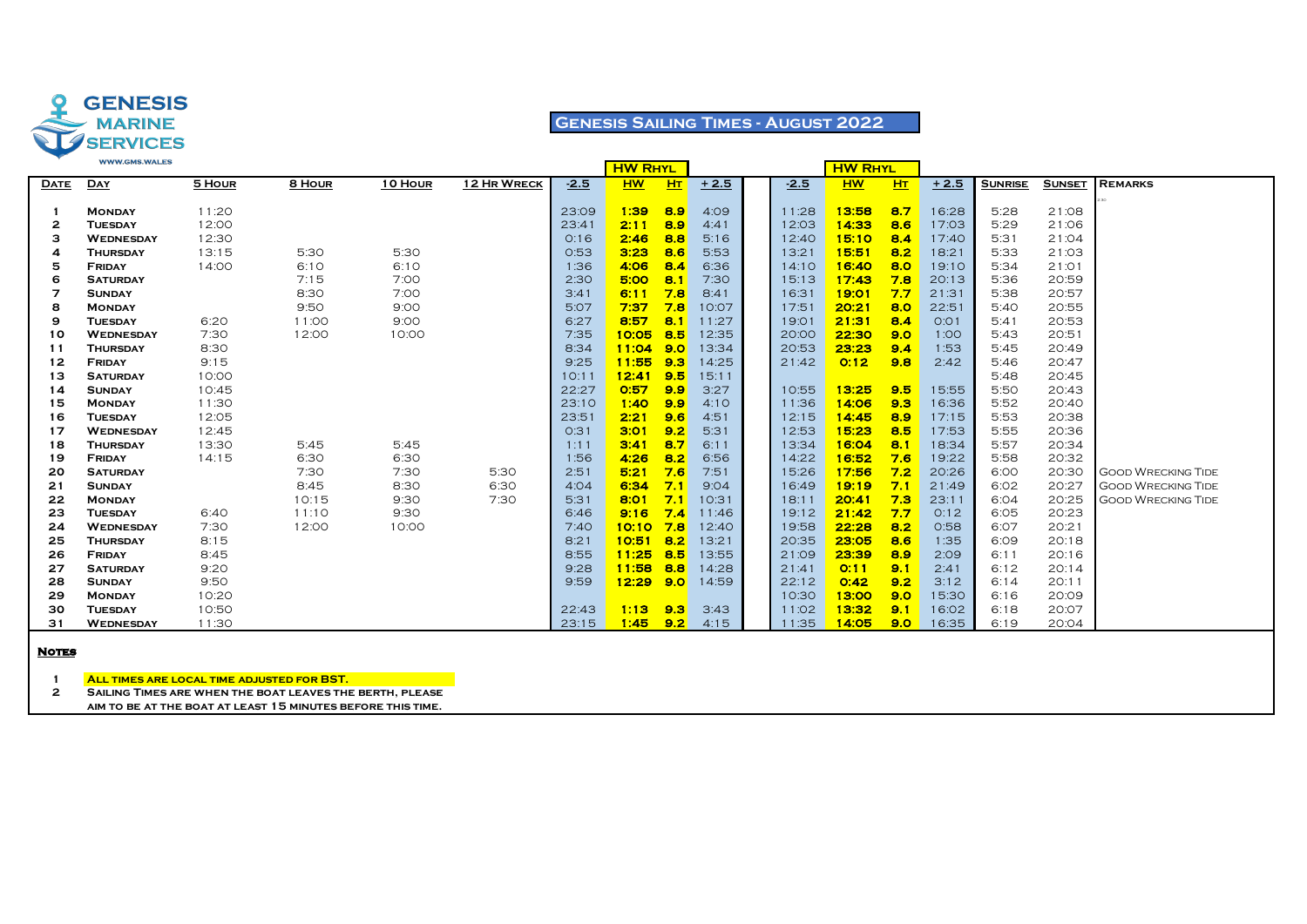GENESIS MARINE SERVICES

WWW.GMS.WALES

# Genesis Sailing Times - August 2022

| Date | Day | 5 Hour | 8 Hour | 10 Hour | 12 Hr Wreck | -2.5 | HW Rhyl HW | HW Rhyl Ht | +2.5 | -2.5 | HW Rhyl HW | HW Rhyl Ht | +2.5 | Sunrise | Sunset | Remarks |
|---|---|---|---|---|---|---|---|---|---|---|---|---|---|---|---|---|
| 1 | Monday | 11:20 | | | | 23:09 | 1:39 | 8.9 | 4:09 | 11:28 | 13:58 | 8.7 | 16:28 | 5:28 | 21:08 | |
| 2 | Tuesday | 12:00 | | | | 23:41 | 2:11 | 8.9 | 4:41 | 12:03 | 14:33 | 8.6 | 17:03 | 5:29 | 21:06 | |
| 3 | Wednesday | 12:30 | | | | 0:16 | 2:46 | 8.8 | 5:16 | 12:40 | 15:10 | 8.4 | 17:40 | 5:31 | 21:04 | |
| 4 | Thursday | 13:15 | 5:30 | 5:30 | | 0:53 | 3:23 | 8.6 | 5:53 | 13:21 | 15:51 | 8.2 | 18:21 | 5:33 | 21:03 | |
| 5 | Friday | 14:00 | 6:10 | 6:10 | | 1:36 | 4:06 | 8.4 | 6:36 | 14:10 | 16:40 | 8.0 | 19:10 | 5:34 | 21:01 | |
| 6 | Saturday | | 7:15 | 7:00 | | 2:30 | 5:00 | 8.1 | 7:30 | 15:13 | 17:43 | 7.8 | 20:13 | 5:36 | 20:59 | |
| 7 | Sunday | | 8:30 | 7:00 | | 3:41 | 6:11 | 7.8 | 8:41 | 16:31 | 19:01 | 7.7 | 21:31 | 5:38 | 20:57 | |
| 8 | Monday | | 9:50 | 9:00 | | 5:07 | 7:37 | 7.8 | 10:07 | 17:51 | 20:21 | 8.0 | 22:51 | 5:40 | 20:55 | |
| 9 | Tuesday | 6:20 | 11:00 | 9:00 | | 6:27 | 8:57 | 8.1 | 11:27 | 19:01 | 21:31 | 8.4 | 0:01 | 5:41 | 20:53 | |
| 10 | Wednesday | 7:30 | 12:00 | 10:00 | | 7:35 | 10:05 | 8.5 | 12:35 | 20:00 | 22:30 | 9.0 | 1:00 | 5:43 | 20:51 | |
| 11 | Thursday | 8:30 | | | | 8:34 | 11:04 | 9.0 | 13:34 | 20:53 | 23:23 | 9.4 | 1:53 | 5:45 | 20:49 | |
| 12 | Friday | 9:15 | | | | 9:25 | 11:55 | 9.3 | 14:25 | 21:42 | 0:12 | 9.8 | 2:42 | 5:46 | 20:47 | |
| 13 | Saturday | 10:00 | | | | 10:11 | 12:41 | 9.5 | 15:11 | | | | | 5:48 | 20:45 | |
| 14 | Sunday | 10:45 | | | | 22:27 | 0:57 | 9.9 | 3:27 | 10:55 | 13:25 | 9.5 | 15:55 | 5:50 | 20:43 | |
| 15 | Monday | 11:30 | | | | 23:10 | 1:40 | 9.9 | 4:10 | 11:36 | 14:06 | 9.3 | 16:36 | 5:52 | 20:40 | |
| 16 | Tuesday | 12:05 | | | | 23:51 | 2:21 | 9.6 | 4:51 | 12:15 | 14:45 | 8.9 | 17:15 | 5:53 | 20:38 | |
| 17 | Wednesday | 12:45 | | | | 0:31 | 3:01 | 9.2 | 5:31 | 12:53 | 15:23 | 8.5 | 17:53 | 5:55 | 20:36 | |
| 18 | Thursday | 13:30 | 5:45 | 5:45 | | 1:11 | 3:41 | 8.7 | 6:11 | 13:34 | 16:04 | 8.1 | 18:34 | 5:57 | 20:34 | |
| 19 | Friday | 14:15 | 6:30 | 6:30 | | 1:56 | 4:26 | 8.2 | 6:56 | 14:22 | 16:52 | 7.6 | 19:22 | 5:58 | 20:32 | |
| 20 | Saturday | | 7:30 | 7:30 | 5:30 | 2:51 | 5:21 | 7.6 | 7:51 | 15:26 | 17:56 | 7.2 | 20:26 | 6:00 | 20:30 | Good Wrecking Tide |
| 21 | Sunday | | 8:45 | 8:30 | 6:30 | 4:04 | 6:34 | 7.1 | 9:04 | 16:49 | 19:19 | 7.1 | 21:49 | 6:02 | 20:27 | Good Wrecking Tide |
| 22 | Monday | | 10:15 | 9:30 | 7:30 | 5:31 | 8:01 | 7.1 | 10:31 | 18:11 | 20:41 | 7.3 | 23:11 | 6:04 | 20:25 | Good Wrecking Tide |
| 23 | Tuesday | 6:40 | 11:10 | 9:30 | | 6:46 | 9:16 | 7.4 | 11:46 | 19:12 | 21:42 | 7.7 | 0:12 | 6:05 | 20:23 | |
| 24 | Wednesday | 7:30 | 12:00 | 10:00 | | 7:40 | 10:10 | 7.8 | 12:40 | 19:58 | 22:28 | 8.2 | 0:58 | 6:07 | 20:21 | |
| 25 | Thursday | 8:15 | | | | 8:21 | 10:51 | 8.2 | 13:21 | 20:35 | 23:05 | 8.6 | 1:35 | 6:09 | 20:18 | |
| 26 | Friday | 8:45 | | | | 8:55 | 11:25 | 8.5 | 13:55 | 21:09 | 23:39 | 8.9 | 2:09 | 6:11 | 20:16 | |
| 27 | Saturday | 9:20 | | | | 9:28 | 11:58 | 8.8 | 14:28 | 21:41 | 0:11 | 9.1 | 2:41 | 6:12 | 20:14 | |
| 28 | Sunday | 9:50 | | | | 9:59 | 12:29 | 9.0 | 14:59 | 22:12 | 0:42 | 9.2 | 3:12 | 6:14 | 20:11 | |
| 29 | Monday | 10:20 | | | | | | | | 10:30 | 13:00 | 9.0 | 15:30 | 6:16 | 20:09 | |
| 30 | Tuesday | 10:50 | | | | 22:43 | 1:13 | 9.3 | 3:43 | 11:02 | 13:32 | 9.1 | 16:02 | 6:18 | 20:07 | |
| 31 | Wednesday | 11:30 | | | | 23:15 | 1:45 | 9.2 | 4:15 | 11:35 | 14:05 | 9.0 | 16:35 | 6:19 | 20:04 | |

**Notes**

1. All times are local time adjusted for BST.
2. Sailing Times are when the boat leaves the berth, please aim to be at the boat at least 15 minutes before this time.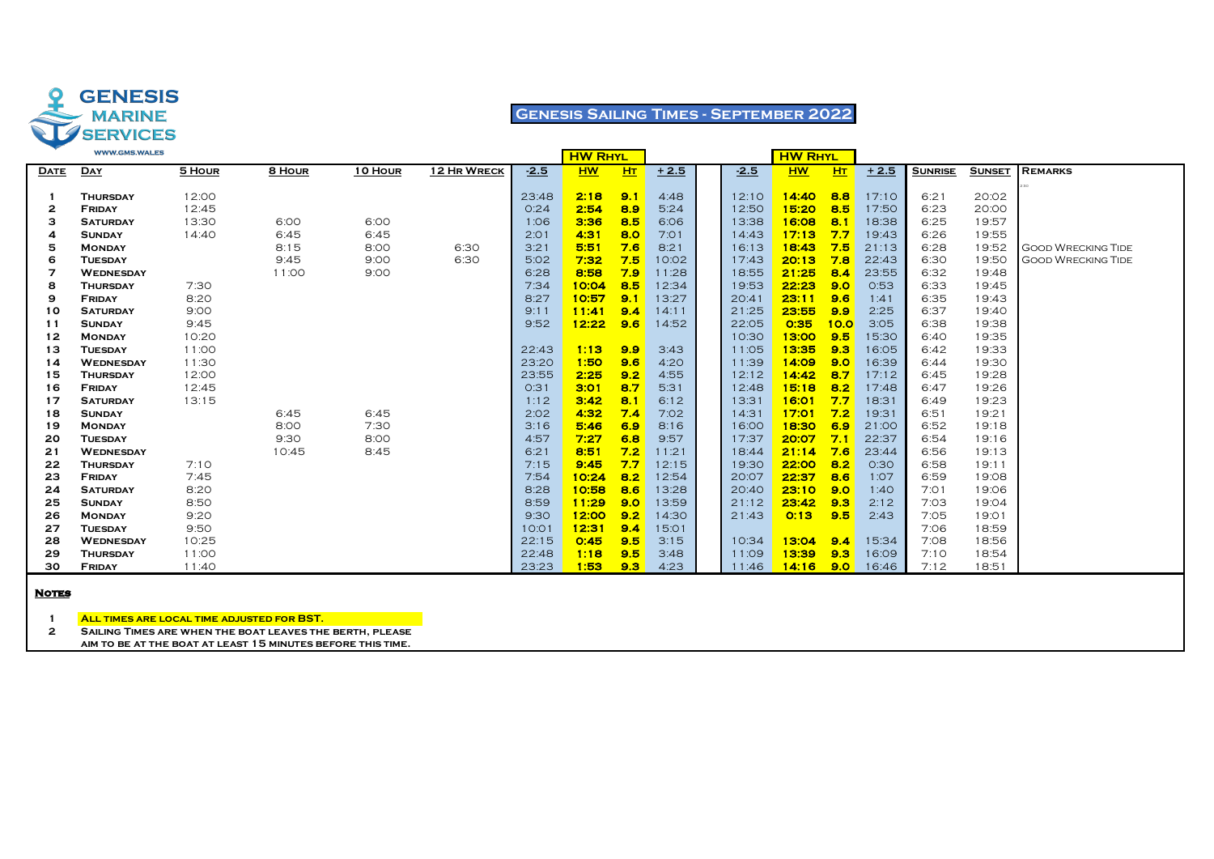GENESIS MARINE SERVICES

WWW.GMS.WALES

# Genesis Sailing Times - September 2022

| | | | | | | HW Rhyl | | | | | HW Rhyl | | | | | |
|---|---|---|---|---|---|---|---|---|---|---|---|---|---|---|---|---|
| **Date** | **Day** | **5 Hour** | **8 Hour** | **10 Hour** | **12 Hr Wreck** | **-2.5** | **HW** | **Ht** | **+ 2.5** | **-2.5** | **HW** | **Ht** | **+ 2.5** | **Sunrise** | **Sunset** | **Remarks** |
| 1 | Thursday | 12:00 | | | | 23:48 | 2:18 | 9.1 | 4:48 | 12:10 | 14:40 | 8.8 | 17:10 | 6:21 | 20:02 | |
| 2 | Friday | 12:45 | | | | 0:24 | 2:54 | 8.9 | 5:24 | 12:50 | 15:20 | 8.5 | 17:50 | 6:23 | 20:00 | |
| 3 | Saturday | 13:30 | 6:00 | 6:00 | | 1:06 | 3:36 | 8.5 | 6:06 | 13:38 | 16:08 | 8.1 | 18:38 | 6:25 | 19:57 | |
| 4 | Sunday | 14:40 | 6:45 | 6:45 | | 2:01 | 4:31 | 8.0 | 7:01 | 14:43 | 17:13 | 7.7 | 19:43 | 6:26 | 19:55 | |
| 5 | Monday | | 8:15 | 8:00 | 6:30 | 3:21 | 5:51 | 7.6 | 8:21 | 16:13 | 18:43 | 7.5 | 21:13 | 6:28 | 19:52 | Good Wrecking Tide |
| 6 | Tuesday | | 9:45 | 9:00 | 6:30 | 5:02 | 7:32 | 7.5 | 10:02 | 17:43 | 20:13 | 7.8 | 22:43 | 6:30 | 19:50 | Good Wrecking Tide |
| 7 | Wednesday | | 11:00 | 9:00 | | 6:28 | 8:58 | 7.9 | 11:28 | 18:55 | 21:25 | 8.4 | 23:55 | 6:32 | 19:48 | |
| 8 | Thursday | 7:30 | | | | 7:34 | 10:04 | 8.5 | 12:34 | 19:53 | 22:23 | 9.0 | 0:53 | 6:33 | 19:45 | |
| 9 | Friday | 8:20 | | | | 8:27 | 10:57 | 9.1 | 13:27 | 20:41 | 23:11 | 9.6 | 1:41 | 6:35 | 19:43 | |
| 10 | Saturday | 9:00 | | | | 9:11 | 11:41 | 9.4 | 14:11 | 21:25 | 23:55 | 9.9 | 2:25 | 6:37 | 19:40 | |
| 11 | Sunday | 9:45 | | | | 9:52 | 12:22 | 9.6 | 14:52 | 22:05 | 0:35 | 10.0 | 3:05 | 6:38 | 19:38 | |
| 12 | Monday | 10:20 | | | | | | | | 10:30 | 13:00 | 9.5 | 15:30 | 6:40 | 19:35 | |
| 13 | Tuesday | 11:00 | | | | 22:43 | 1:13 | 9.9 | 3:43 | 11:05 | 13:35 | 9.3 | 16:05 | 6:42 | 19:33 | |
| 14 | Wednesday | 11:30 | | | | 23:20 | 1:50 | 9.6 | 4:20 | 11:39 | 14:09 | 9.0 | 16:39 | 6:44 | 19:30 | |
| 15 | Thursday | 12:00 | | | | 23:55 | 2:25 | 9.2 | 4:55 | 12:12 | 14:42 | 8.7 | 17:12 | 6:45 | 19:28 | |
| 16 | Friday | 12:45 | | | | 0:31 | 3:01 | 8.7 | 5:31 | 12:48 | 15:18 | 8.2 | 17:48 | 6:47 | 19:26 | |
| 17 | Saturday | 13:15 | | | | 1:12 | 3:42 | 8.1 | 6:12 | 13:31 | 16:01 | 7.7 | 18:31 | 6:49 | 19:23 | |
| 18 | Sunday | | 6:45 | 6:45 | | 2:02 | 4:32 | 7.4 | 7:02 | 14:31 | 17:01 | 7.2 | 19:31 | 6:51 | 19:21 | |
| 19 | Monday | | 8:00 | 7:30 | | 3:16 | 5:46 | 6.9 | 8:16 | 16:00 | 18:30 | 6.9 | 21:00 | 6:52 | 19:18 | |
| 20 | Tuesday | | 9:30 | 8:00 | | 4:57 | 7:27 | 6.8 | 9:57 | 17:37 | 20:07 | 7.1 | 22:37 | 6:54 | 19:16 | |
| 21 | Wednesday | | 10:45 | 8:45 | | 6:21 | 8:51 | 7.2 | 11:21 | 18:44 | 21:14 | 7.6 | 23:44 | 6:56 | 19:13 | |
| 22 | Thursday | 7:10 | | | | 7:15 | 9:45 | 7.7 | 12:15 | 19:30 | 22:00 | 8.2 | 0:30 | 6:58 | 19:11 | |
| 23 | Friday | 7:45 | | | | 7:54 | 10:24 | 8.2 | 12:54 | 20:07 | 22:37 | 8.6 | 1:07 | 6:59 | 19:08 | |
| 24 | Saturday | 8:20 | | | | 8:28 | 10:58 | 8.6 | 13:28 | 20:40 | 23:10 | 9.0 | 1:40 | 7:01 | 19:06 | |
| 25 | Sunday | 8:50 | | | | 8:59 | 11:29 | 9.0 | 13:59 | 21:12 | 23:42 | 9.3 | 2:12 | 7:03 | 19:04 | |
| 26 | Monday | 9:20 | | | | 9:30 | 12:00 | 9.2 | 14:30 | 21:43 | 0:13 | 9.5 | 2:43 | 7:05 | 19:01 | |
| 27 | Tuesday | 9:50 | | | | 10:01 | 12:31 | 9.4 | 15:01 | | | | | 7:06 | 18:59 | |
| 28 | Wednesday | 10:25 | | | | 22:15 | 0:45 | 9.5 | 3:15 | 10:34 | 13:04 | 9.4 | 15:34 | 7:08 | 18:56 | |
| 29 | Thursday | 11:00 | | | | 22:48 | 1:18 | 9.5 | 3:48 | 11:09 | 13:39 | 9.3 | 16:09 | 7:10 | 18:54 | |
| 30 | Friday | 11:40 | | | | 23:23 | 1:53 | 9.3 | 4:23 | 11:46 | 14:16 | 9.0 | 16:46 | 7:12 | 18:51 | |

**Notes**

1. All times are local time adjusted for BST.
2. Sailing Times are when the boat leaves the berth, please aim to be at the boat at least 15 minutes before this time.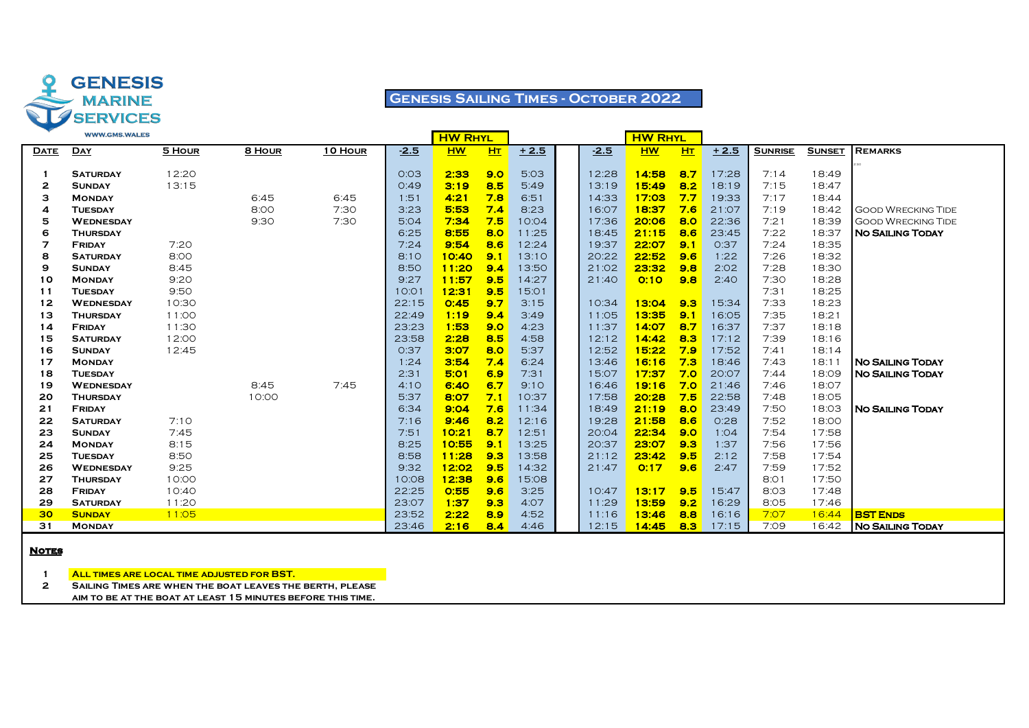GENESIS MARINE SERVICES
WWW.GMS.WALES

# Genesis Sailing Times - October 2022

| Date | Day | 5 Hour | 8 Hour | 10 Hour | -2.5 | HW Rhyl HW | Ht | +2.5 | -2.5 | HW Rhyl HW | Ht | +2.5 | Sunrise | Sunset | Remarks |
|---|---|---|---|---|---|---|---|---|---|---|---|---|---|---|---|
| 1 | Saturday | 12:20 | | | 0:03 | 2:33 | 9.0 | 5:03 | 12:28 | 14:58 | 8.7 | 17:28 | 7:14 | 18:49 | |
| 2 | Sunday | 13:15 | | | 0:49 | 3:19 | 8.5 | 5:49 | 13:19 | 15:49 | 8.2 | 18:19 | 7:15 | 18:47 | |
| 3 | Monday | | 6:45 | 6:45 | 1:51 | 4:21 | 7.8 | 6:51 | 14:33 | 17:03 | 7.7 | 19:33 | 7:17 | 18:44 | |
| 4 | Tuesday | | 8:00 | 7:30 | 3:23 | 5:53 | 7.4 | 8:23 | 16:07 | 18:37 | 7.6 | 21:07 | 7:19 | 18:42 | Good Wrecking Tide |
| 5 | Wednesday | | 9:30 | 7:30 | 5:04 | 7:34 | 7.5 | 10:04 | 17:36 | 20:06 | 8.0 | 22:36 | 7:21 | 18:39 | Good Wrecking Tide |
| 6 | Thursday | | | | 6:25 | 8:55 | 8.0 | 11:25 | 18:45 | 21:15 | 8.6 | 23:45 | 7:22 | 18:37 | No Sailing Today |
| 7 | Friday | 7:20 | | | 7:24 | 9:54 | 8.6 | 12:24 | 19:37 | 22:07 | 9.1 | 0:37 | 7:24 | 18:35 | |
| 8 | Saturday | 8:00 | | | 8:10 | 10:40 | 9.1 | 13:10 | 20:22 | 22:52 | 9.6 | 1:22 | 7:26 | 18:32 | |
| 9 | Sunday | 8:45 | | | 8:50 | 11:20 | 9.4 | 13:50 | 21:02 | 23:32 | 9.8 | 2:02 | 7:28 | 18:30 | |
| 10 | Monday | 9:20 | | | 9:27 | 11:57 | 9.5 | 14:27 | 21:40 | 0:10 | 9.8 | 2:40 | 7:30 | 18:28 | |
| 11 | Tuesday | 9:50 | | | 10:01 | 12:31 | 9.5 | 15:01 | | | | | 7:31 | 18:25 | |
| 12 | Wednesday | 10:30 | | | 22:15 | 0:45 | 9.7 | 3:15 | 10:34 | 13:04 | 9.3 | 15:34 | 7:33 | 18:23 | |
| 13 | Thursday | 11:00 | | | 22:49 | 1:19 | 9.4 | 3:49 | 11:05 | 13:35 | 9.1 | 16:05 | 7:35 | 18:21 | |
| 14 | Friday | 11:30 | | | 23:23 | 1:53 | 9.0 | 4:23 | 11:37 | 14:07 | 8.7 | 16:37 | 7:37 | 18:18 | |
| 15 | Saturday | 12:00 | | | 23:58 | 2:28 | 8.5 | 4:58 | 12:12 | 14:42 | 8.3 | 17:12 | 7:39 | 18:16 | |
| 16 | Sunday | 12:45 | | | 0:37 | 3:07 | 8.0 | 5:37 | 12:52 | 15:22 | 7.9 | 17:52 | 7:41 | 18:14 | |
| 17 | Monday | | | | 1:24 | 3:54 | 7.4 | 6:24 | 13:46 | 16:16 | 7.3 | 18:46 | 7:43 | 18:11 | No Sailing Today |
| 18 | Tuesday | | | | 2:31 | 5:01 | 6.9 | 7:31 | 15:07 | 17:37 | 7.0 | 20:07 | 7:44 | 18:09 | No Sailing Today |
| 19 | Wednesday | | 8:45 | 7:45 | 4:10 | 6:40 | 6.7 | 9:10 | 16:46 | 19:16 | 7.0 | 21:46 | 7:46 | 18:07 | |
| 20 | Thursday | | 10:00 | | 5:37 | 8:07 | 7.1 | 10:37 | 17:58 | 20:28 | 7.5 | 22:58 | 7:48 | 18:05 | |
| 21 | Friday | | | | 6:34 | 9:04 | 7.6 | 11:34 | 18:49 | 21:19 | 8.0 | 23:49 | 7:50 | 18:03 | No Sailing Today |
| 22 | Saturday | 7:10 | | | 7:16 | 9:46 | 8.2 | 12:16 | 19:28 | 21:58 | 8.6 | 0:28 | 7:52 | 18:00 | |
| 23 | Sunday | 7:45 | | | 7:51 | 10:21 | 8.7 | 12:51 | 20:04 | 22:34 | 9.0 | 1:04 | 7:54 | 17:58 | |
| 24 | Monday | 8:15 | | | 8:25 | 10:55 | 9.1 | 13:25 | 20:37 | 23:07 | 9.3 | 1:37 | 7:56 | 17:56 | |
| 25 | Tuesday | 8:50 | | | 8:58 | 11:28 | 9.3 | 13:58 | 21:12 | 23:42 | 9.5 | 2:12 | 7:58 | 17:54 | |
| 26 | Wednesday | 9:25 | | | 9:32 | 12:02 | 9.5 | 14:32 | 21:47 | 0:17 | 9.6 | 2:47 | 7:59 | 17:52 | |
| 27 | Thursday | 10:00 | | | 10:08 | 12:38 | 9.6 | 15:08 | | | | | 8:01 | 17:50 | |
| 28 | Friday | 10:40 | | | 22:25 | 0:55 | 9.6 | 3:25 | 10:47 | 13:17 | 9.5 | 15:47 | 8:03 | 17:48 | |
| 29 | Saturday | 11:20 | | | 23:07 | 1:37 | 9.3 | 4:07 | 11:29 | 13:59 | 9.2 | 16:29 | 8:05 | 17:46 | |
| 30 | Sunday | 11:05 | | | 23:52 | 2:22 | 8.9 | 4:52 | 11:16 | 13:46 | 8.8 | 16:16 | 7:07 | 16:44 | BST Ends |
| 31 | Monday | | | | 23:46 | 2:16 | 8.4 | 4:46 | 12:15 | 14:45 | 8.3 | 17:15 | 7:09 | 16:42 | No Sailing Today |

**Notes**

1. All times are local time adjusted for BST.
2. Sailing times are when the boat leaves the berth, please aim to be at the boat at least 15 minutes before this time.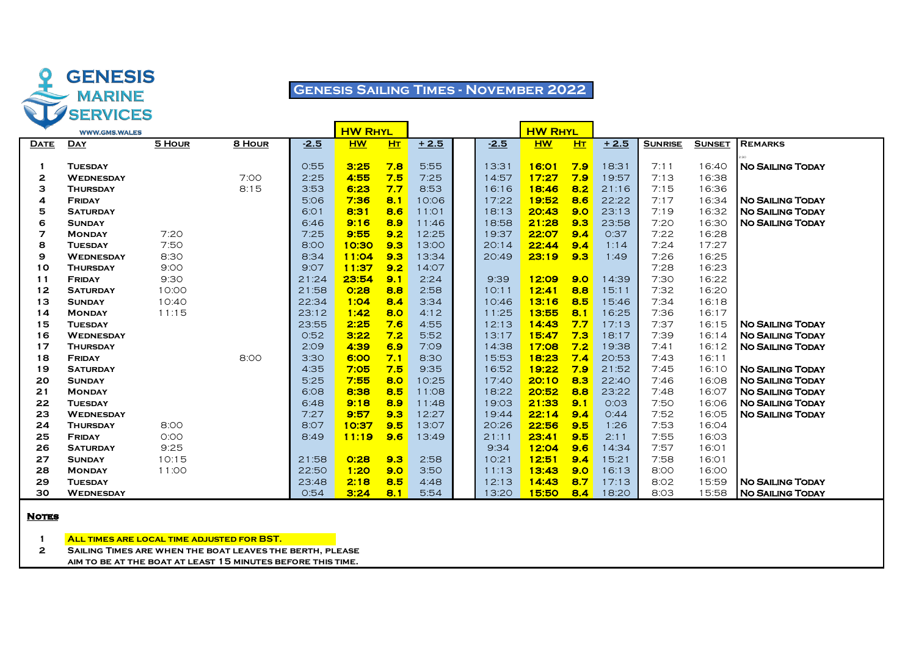GENESIS MARINE SERVICES

WWW.GMS.WALES

# Genesis Sailing Times - November 2022

| | | | | HW Rhyl | | | | | HW Rhyl | | | | | |
|---|---|---|---|---|---|---|---|---|---|---|---|---|---|---|
| Date | Day | 5 Hour | 8 Hour | -2.5 | HW | Ht | + 2.5 | -2.5 | HW | Ht | + 2.5 | Sunrise | Sunset | Remarks |
| 1 | Tuesday | | | 0:55 | 3:25 | 7.8 | 5:55 | 13:31 | 16:01 | 7.9 | 18:31 | 7:11 | 16:40 | No Sailing Today |
| 2 | Wednesday | | 7:00 | 2:25 | 4:55 | 7.5 | 7:25 | 14:57 | 17:27 | 7.9 | 19:57 | 7:13 | 16:38 | |
| 3 | Thursday | | 8:15 | 3:53 | 6:23 | 7.7 | 8:53 | 16:16 | 18:46 | 8.2 | 21:16 | 7:15 | 16:36 | |
| 4 | Friday | | | 5:06 | 7:36 | 8.1 | 10:06 | 17:22 | 19:52 | 8.6 | 22:22 | 7:17 | 16:34 | No Sailing Today |
| 5 | Saturday | | | 6:01 | 8:31 | 8.6 | 11:01 | 18:13 | 20:43 | 9.0 | 23:13 | 7:19 | 16:32 | No Sailing Today |
| 6 | Sunday | | | 6:46 | 9:16 | 8.9 | 11:46 | 18:58 | 21:28 | 9.3 | 23:58 | 7:20 | 16:30 | No Sailing Today |
| 7 | Monday | 7:20 | | 7:25 | 9:55 | 9.2 | 12:25 | 19:37 | 22:07 | 9.4 | 0:37 | 7:22 | 16:28 | |
| 8 | Tuesday | 7:50 | | 8:00 | 10:30 | 9.3 | 13:00 | 20:14 | 22:44 | 9.4 | 1:14 | 7:24 | 17:27 | |
| 9 | Wednesday | 8:30 | | 8:34 | 11:04 | 9.3 | 13:34 | 20:49 | 23:19 | 9.3 | 1:49 | 7:26 | 16:25 | |
| 10 | Thursday | 9:00 | | 9:07 | 11:37 | 9.2 | 14:07 | | | | | 7:28 | 16:23 | |
| 11 | Friday | 9:30 | | 21:24 | 23:54 | 9.1 | 2:24 | 9:39 | 12:09 | 9.0 | 14:39 | 7:30 | 16:22 | |
| 12 | Saturday | 10:00 | | 21:58 | 0:28 | 8.8 | 2:58 | 10:11 | 12:41 | 8.8 | 15:11 | 7:32 | 16:20 | |
| 13 | Sunday | 10:40 | | 22:34 | 1:04 | 8.4 | 3:34 | 10:46 | 13:16 | 8.5 | 15:46 | 7:34 | 16:18 | |
| 14 | Monday | 11:15 | | 23:12 | 1:42 | 8.0 | 4:12 | 11:25 | 13:55 | 8.1 | 16:25 | 7:36 | 16:17 | |
| 15 | Tuesday | | | 23:55 | 2:25 | 7.6 | 4:55 | 12:13 | 14:43 | 7.7 | 17:13 | 7:37 | 16:15 | No Sailing Today |
| 16 | Wednesday | | | 0:52 | 3:22 | 7.2 | 5:52 | 13:17 | 15:47 | 7.3 | 18:17 | 7:39 | 16:14 | No Sailing Today |
| 17 | Thursday | | | 2:09 | 4:39 | 6.9 | 7:09 | 14:38 | 17:08 | 7.2 | 19:38 | 7:41 | 16:12 | No Sailing Today |
| 18 | Friday | | 8:00 | 3:30 | 6:00 | 7.1 | 8:30 | 15:53 | 18:23 | 7.4 | 20:53 | 7:43 | 16:11 | |
| 19 | Saturday | | | 4:35 | 7:05 | 7.5 | 9:35 | 16:52 | 19:22 | 7.9 | 21:52 | 7:45 | 16:10 | No Sailing Today |
| 20 | Sunday | | | 5:25 | 7:55 | 8.0 | 10:25 | 17:40 | 20:10 | 8.3 | 22:40 | 7:46 | 16:08 | No Sailing Today |
| 21 | Monday | | | 6:08 | 8:38 | 8.5 | 11:08 | 18:22 | 20:52 | 8.8 | 23:22 | 7:48 | 16:07 | No Sailing Today |
| 22 | Tuesday | | | 6:48 | 9:18 | 8.9 | 11:48 | 19:03 | 21:33 | 9.1 | 0:03 | 7:50 | 16:06 | No Sailing Today |
| 23 | Wednesday | | | 7:27 | 9:57 | 9.3 | 12:27 | 19:44 | 22:14 | 9.4 | 0:44 | 7:52 | 16:05 | No Sailing Today |
| 24 | Thursday | 8:00 | | 8:07 | 10:37 | 9.5 | 13:07 | 20:26 | 22:56 | 9.5 | 1:26 | 7:53 | 16:04 | |
| 25 | Friday | 0:00 | | 8:49 | 11:19 | 9.6 | 13:49 | 21:11 | 23:41 | 9.5 | 2:11 | 7:55 | 16:03 | |
| 26 | Saturday | 9:25 | | | | | | 9:34 | 12:04 | 9.6 | 14:34 | 7:57 | 16:01 | |
| 27 | Sunday | 10:15 | | 21:58 | 0:28 | 9.3 | 2:58 | 10:21 | 12:51 | 9.4 | 15:21 | 7:58 | 16:01 | |
| 28 | Monday | 11:00 | | 22:50 | 1:20 | 9.0 | 3:50 | 11:13 | 13:43 | 9.0 | 16:13 | 8:00 | 16:00 | |
| 29 | Tuesday | | | 23:48 | 2:18 | 8.5 | 4:48 | 12:13 | 14:43 | 8.7 | 17:13 | 8:02 | 15:59 | No Sailing Today |
| 30 | Wednesday | | | 0:54 | 3:24 | 8.1 | 5:54 | 13:20 | 15:50 | 8.4 | 18:20 | 8:03 | 15:58 | No Sailing Today |

**Notes**

1. All times are local time adjusted for BST.
2. Sailing times are when the boat leaves the berth, please aim to be at the boat at least 15 minutes before this time.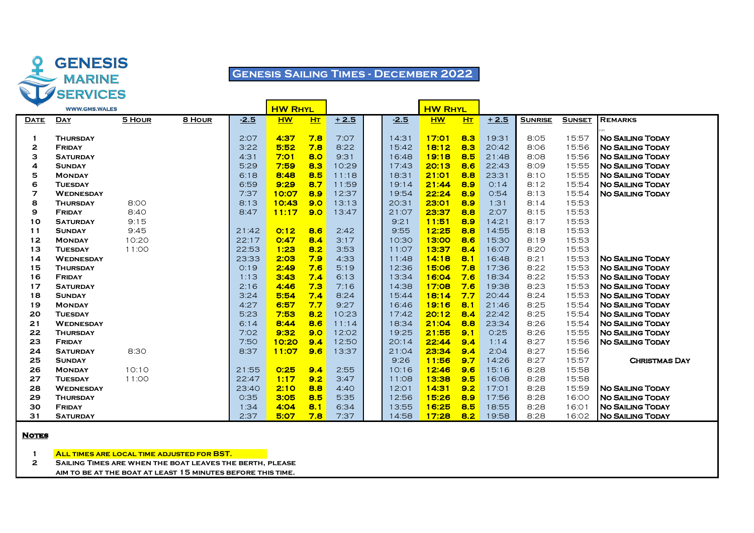# GENESIS MARINE SERVICES

WWW.GMS.WALES

## Genesis Sailing Times - December 2022

| | | | | | HW Rhyl | | | | | HW Rhyl | | | | | |
|---|---|---|---|---|---|---|---|---|---|---|---|---|---|---|---|
| **Date** | **Day** | **5 Hour** | **8 Hour** | **-2.5** | **HW** | **Ht** | **+ 2.5** | **-2.5** | **HW** | **Ht** | **+ 2.5** | **Sunrise** | **Sunset** | **Remarks** |
| 1 | Thursday | | | 2:07 | 4:37 | 7.8 | 7:07 | 14:31 | 17:01 | 8.3 | 19:31 | 8:05 | 15:57 | No Sailing Today |
| 2 | Friday | | | 3:22 | 5:52 | 7.8 | 8:22 | 15:42 | 18:12 | 8.3 | 20:42 | 8:06 | 15:56 | No Sailing Today |
| 3 | Saturday | | | 4:31 | 7:01 | 8.0 | 9:31 | 16:48 | 19:18 | 8.5 | 21:48 | 8:08 | 15:56 | No Sailing Today |
| 4 | Sunday | | | 5:29 | 7:59 | 8.3 | 10:29 | 17:43 | 20:13 | 8.6 | 22:43 | 8:09 | 15:55 | No Sailing Today |
| 5 | Monday | | | 6:18 | 8:48 | 8.5 | 11:18 | 18:31 | 21:01 | 8.8 | 23:31 | 8:10 | 15:55 | No Sailing Today |
| 6 | Tuesday | | | 6:59 | 9:29 | 8.7 | 11:59 | 19:14 | 21:44 | 8.9 | 0:14 | 8:12 | 15:54 | No Sailing Today |
| 7 | Wednesday | | | 7:37 | 10:07 | 8.9 | 12:37 | 19:54 | 22:24 | 8.9 | 0:54 | 8:13 | 15:54 | No Sailing Today |
| 8 | Thursday | 8:00 | | 8:13 | 10:43 | 9.0 | 13:13 | 20:31 | 23:01 | 8.9 | 1:31 | 8:14 | 15:53 | |
| 9 | Friday | 8:40 | | 8:47 | 11:17 | 9.0 | 13:47 | 21:07 | 23:37 | 8.8 | 2:07 | 8:15 | 15:53 | |
| 10 | Saturday | 9:15 | | | | | | 9:21 | 11:51 | 8.9 | 14:21 | 8:17 | 15:53 | |
| 11 | Sunday | 9:45 | | 21:42 | 0:12 | 8.6 | 2:42 | 9:55 | 12:25 | 8.8 | 14:55 | 8:18 | 15:53 | |
| 12 | Monday | 10:20 | | 22:17 | 0:47 | 8.4 | 3:17 | 10:30 | 13:00 | 8.6 | 15:30 | 8:19 | 15:53 | |
| 13 | Tuesday | 11:00 | | 22:53 | 1:23 | 8.2 | 3:53 | 11:07 | 13:37 | 8.4 | 16:07 | 8:20 | 15:53 | |
| 14 | Wednesday | | | 23:33 | 2:03 | 7.9 | 4:33 | 11:48 | 14:18 | 8.1 | 16:48 | 8:21 | 15:53 | No Sailing Today |
| 15 | Thursday | | | 0:19 | 2:49 | 7.6 | 5:19 | 12:36 | 15:06 | 7.8 | 17:36 | 8:22 | 15:53 | No Sailing Today |
| 16 | Friday | | | 1:13 | 3:43 | 7.4 | 6:13 | 13:34 | 16:04 | 7.6 | 18:34 | 8:22 | 15:53 | No Sailing Today |
| 17 | Saturday | | | 2:16 | 4:46 | 7.3 | 7:16 | 14:38 | 17:08 | 7.6 | 19:38 | 8:23 | 15:53 | No Sailing Today |
| 18 | Sunday | | | 3:24 | 5:54 | 7.4 | 8:24 | 15:44 | 18:14 | 7.7 | 20:44 | 8:24 | 15:53 | No Sailing Today |
| 19 | Monday | | | 4:27 | 6:57 | 7.7 | 9:27 | 16:46 | 19:16 | 8.1 | 21:46 | 8:25 | 15:54 | No Sailing Today |
| 20 | Tuesday | | | 5:23 | 7:53 | 8.2 | 10:23 | 17:42 | 20:12 | 8.4 | 22:42 | 8:25 | 15:54 | No Sailing Today |
| 21 | Wednesday | | | 6:14 | 8:44 | 8.6 | 11:14 | 18:34 | 21:04 | 8.8 | 23:34 | 8:26 | 15:54 | No Sailing Today |
| 22 | Thursday | | | 7:02 | 9:32 | 9.0 | 12:02 | 19:25 | 21:55 | 9.1 | 0:25 | 8:26 | 15:55 | No Sailing Today |
| 23 | Friday | | | 7:50 | 10:20 | 9.4 | 12:50 | 20:14 | 22:44 | 9.4 | 1:14 | 8:27 | 15:56 | No Sailing Today |
| 24 | Saturday | 8:30 | | 8:37 | 11:07 | 9.6 | 13:37 | 21:04 | 23:34 | 9.4 | 2:04 | 8:27 | 15:56 | |
| 25 | Sunday | | | | | | | 9:26 | 11:56 | 9.7 | 14:26 | 8:27 | 15:57 | Christmas Day |
| 26 | Monday | 10:10 | | 21:55 | 0:25 | 9.4 | 2:55 | 10:16 | 12:46 | 9.6 | 15:16 | 8:28 | 15:58 | |
| 27 | Tuesday | 11:00 | | 22:47 | 1:17 | 9.2 | 3:47 | 11:08 | 13:38 | 9.5 | 16:08 | 8:28 | 15:58 | |
| 28 | Wednesday | | | 23:40 | 2:10 | 8.8 | 4:40 | 12:01 | 14:31 | 9.2 | 17:01 | 8:28 | 15:59 | No Sailing Today |
| 29 | Thursday | | | 0:35 | 3:05 | 8.5 | 5:35 | 12:56 | 15:26 | 8.9 | 17:56 | 8:28 | 16:00 | No Sailing Today |
| 30 | Friday | | | 1:34 | 4:04 | 8.1 | 6:34 | 13:55 | 16:25 | 8.5 | 18:55 | 8:28 | 16:01 | No Sailing Today |
| 31 | Saturday | | | 2:37 | 5:07 | 7.8 | 7:37 | 14:58 | 17:28 | 8.2 | 19:58 | 8:28 | 16:02 | No Sailing Today |

**Notes**

1. All times are local time adjusted for BST.
2. Sailing Times are when the boat leaves the berth, please aim to be at the boat at least 15 minutes before this time.